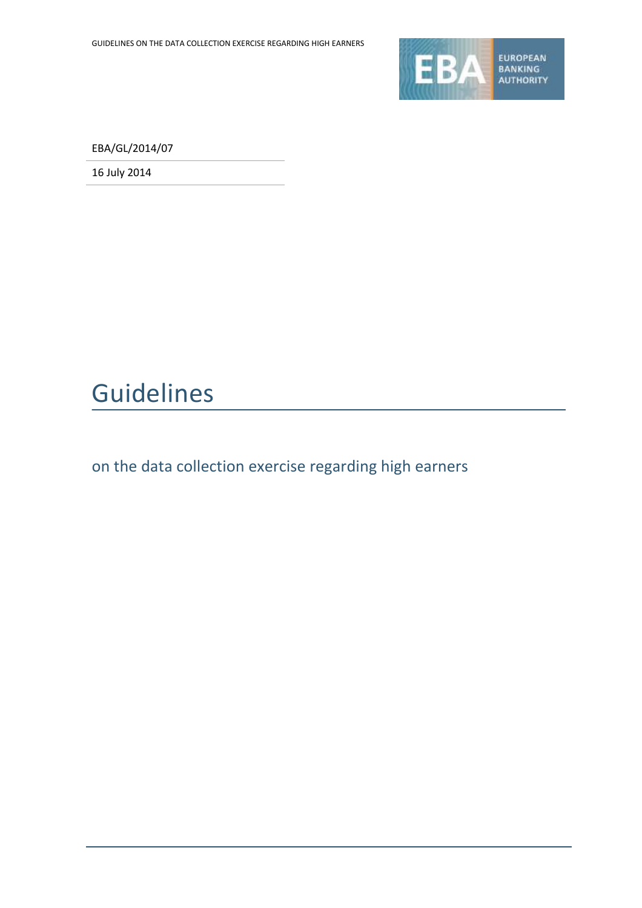EBA/GL/2014/07

16 July 2014

# Guidelines

## on the data collection exercise regarding high earners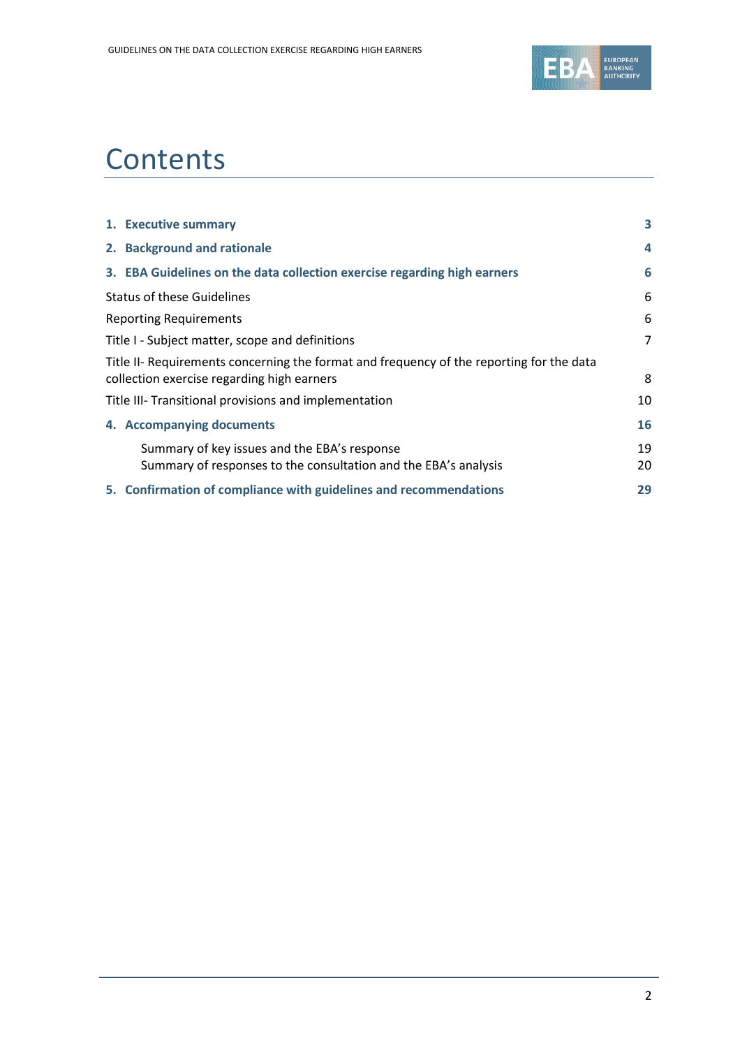# Contents

| | |
|---|---|
| **1. Executive summary** | **3** |
| **2. Background and rationale** | **4** |
| **3. EBA Guidelines on the data collection exercise regarding high earners** | **6** |
| Status of these Guidelines | 6 |
| Reporting Requirements | 6 |
| Title I - Subject matter, scope and definitions | 7 |
| Title II- Requirements concerning the format and frequency of the reporting for the data collection exercise regarding high earners | 8 |
| Title III- Transitional provisions and implementation | 10 |
| **4. Accompanying documents** | **16** |
| Summary of key issues and the EBA's response | 19 |
| Summary of responses to the consultation and the EBA's analysis | 20 |
| **5. Confirmation of compliance with guidelines and recommendations** | **29** |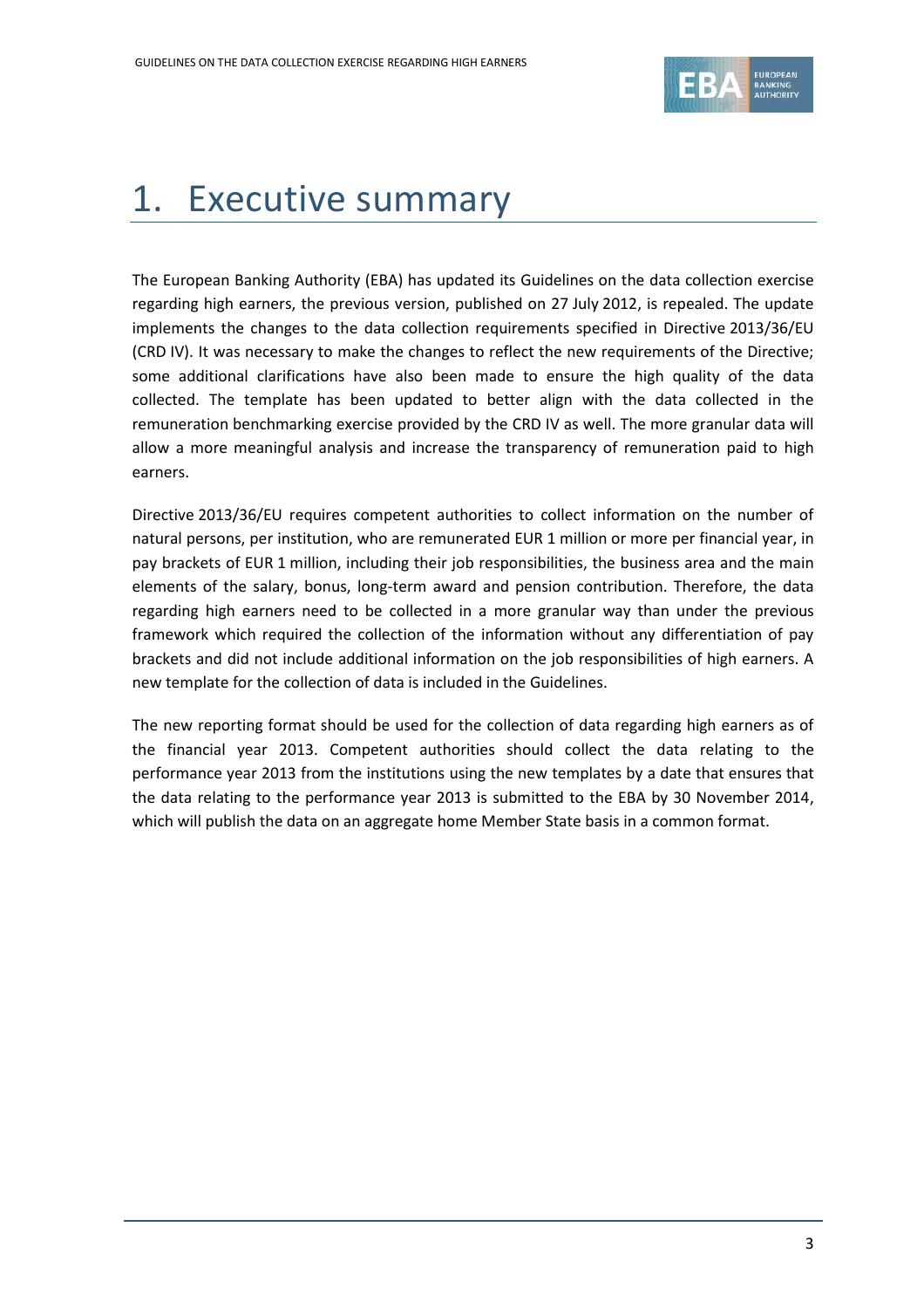# 1. Executive summary

The European Banking Authority (EBA) has updated its Guidelines on the data collection exercise regarding high earners, the previous version, published on 27 July 2012, is repealed. The update implements the changes to the data collection requirements specified in Directive 2013/36/EU (CRD IV). It was necessary to make the changes to reflect the new requirements of the Directive; some additional clarifications have also been made to ensure the high quality of the data collected. The template has been updated to better align with the data collected in the remuneration benchmarking exercise provided by the CRD IV as well. The more granular data will allow a more meaningful analysis and increase the transparency of remuneration paid to high earners.

Directive 2013/36/EU requires competent authorities to collect information on the number of natural persons, per institution, who are remunerated EUR 1 million or more per financial year, in pay brackets of EUR 1 million, including their job responsibilities, the business area and the main elements of the salary, bonus, long-term award and pension contribution. Therefore, the data regarding high earners need to be collected in a more granular way than under the previous framework which required the collection of the information without any differentiation of pay brackets and did not include additional information on the job responsibilities of high earners. A new template for the collection of data is included in the Guidelines.

The new reporting format should be used for the collection of data regarding high earners as of the financial year 2013. Competent authorities should collect the data relating to the performance year 2013 from the institutions using the new templates by a date that ensures that the data relating to the performance year 2013 is submitted to the EBA by 30 November 2014, which will publish the data on an aggregate home Member State basis in a common format.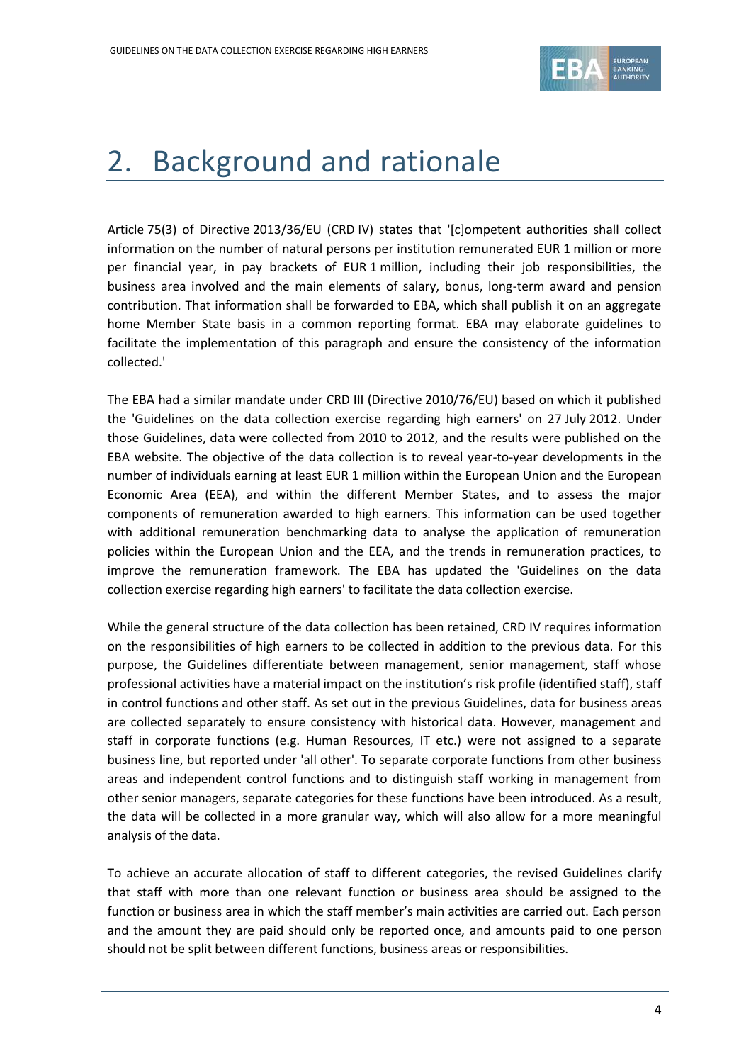# 2. Background and rationale

Article 75(3) of Directive 2013/36/EU (CRD IV) states that '[c]ompetent authorities shall collect information on the number of natural persons per institution remunerated EUR 1 million or more per financial year, in pay brackets of EUR 1 million, including their job responsibilities, the business area involved and the main elements of salary, bonus, long-term award and pension contribution. That information shall be forwarded to EBA, which shall publish it on an aggregate home Member State basis in a common reporting format. EBA may elaborate guidelines to facilitate the implementation of this paragraph and ensure the consistency of the information collected.'

The EBA had a similar mandate under CRD III (Directive 2010/76/EU) based on which it published the 'Guidelines on the data collection exercise regarding high earners' on 27 July 2012. Under those Guidelines, data were collected from 2010 to 2012, and the results were published on the EBA website. The objective of the data collection is to reveal year-to-year developments in the number of individuals earning at least EUR 1 million within the European Union and the European Economic Area (EEA), and within the different Member States, and to assess the major components of remuneration awarded to high earners. This information can be used together with additional remuneration benchmarking data to analyse the application of remuneration policies within the European Union and the EEA, and the trends in remuneration practices, to improve the remuneration framework. The EBA has updated the 'Guidelines on the data collection exercise regarding high earners' to facilitate the data collection exercise.

While the general structure of the data collection has been retained, CRD IV requires information on the responsibilities of high earners to be collected in addition to the previous data. For this purpose, the Guidelines differentiate between management, senior management, staff whose professional activities have a material impact on the institution's risk profile (identified staff), staff in control functions and other staff. As set out in the previous Guidelines, data for business areas are collected separately to ensure consistency with historical data. However, management and staff in corporate functions (e.g. Human Resources, IT etc.) were not assigned to a separate business line, but reported under 'all other'. To separate corporate functions from other business areas and independent control functions and to distinguish staff working in management from other senior managers, separate categories for these functions have been introduced. As a result, the data will be collected in a more granular way, which will also allow for a more meaningful analysis of the data.

To achieve an accurate allocation of staff to different categories, the revised Guidelines clarify that staff with more than one relevant function or business area should be assigned to the function or business area in which the staff member's main activities are carried out. Each person and the amount they are paid should only be reported once, and amounts paid to one person should not be split between different functions, business areas or responsibilities.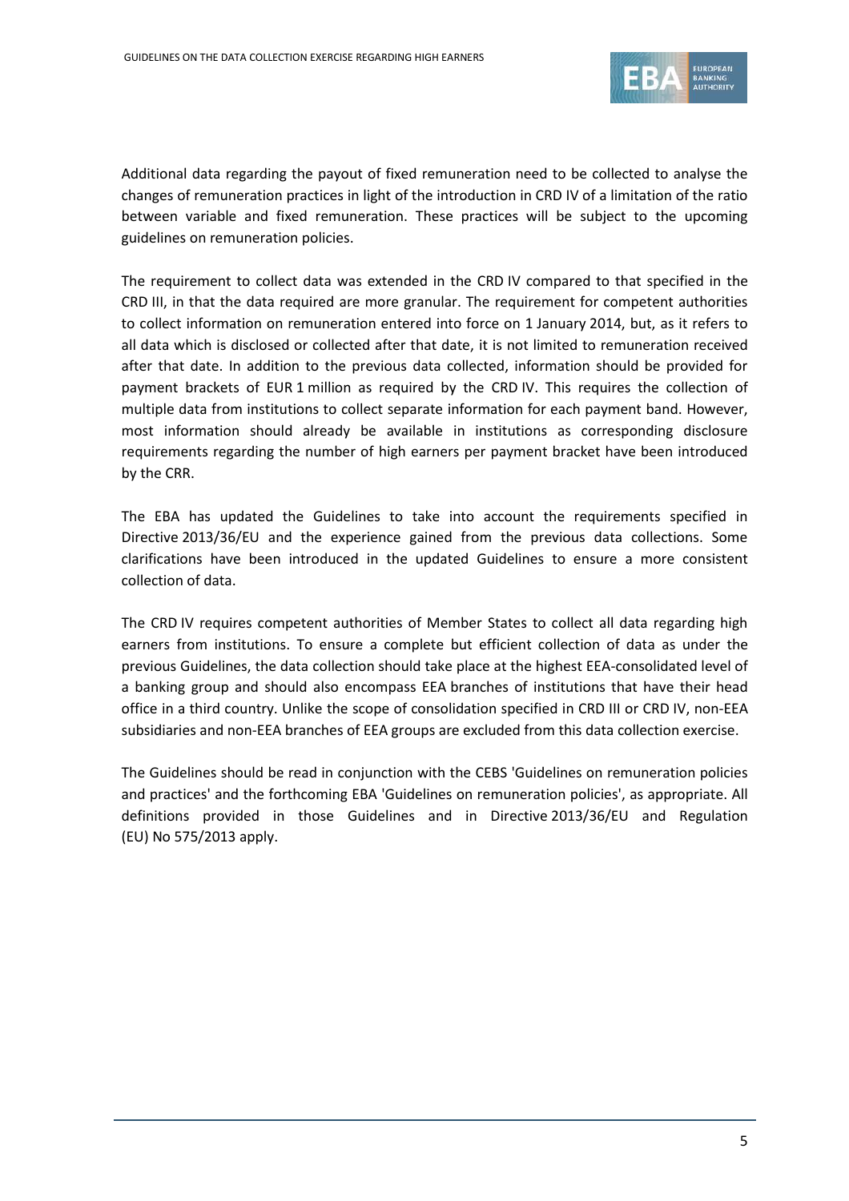Additional data regarding the payout of fixed remuneration need to be collected to analyse the changes of remuneration practices in light of the introduction in CRD IV of a limitation of the ratio between variable and fixed remuneration. These practices will be subject to the upcoming guidelines on remuneration policies.

The requirement to collect data was extended in the CRD IV compared to that specified in the CRD III, in that the data required are more granular. The requirement for competent authorities to collect information on remuneration entered into force on 1 January 2014, but, as it refers to all data which is disclosed or collected after that date, it is not limited to remuneration received after that date. In addition to the previous data collected, information should be provided for payment brackets of EUR 1 million as required by the CRD IV. This requires the collection of multiple data from institutions to collect separate information for each payment band. However, most information should already be available in institutions as corresponding disclosure requirements regarding the number of high earners per payment bracket have been introduced by the CRR.

The EBA has updated the Guidelines to take into account the requirements specified in Directive 2013/36/EU and the experience gained from the previous data collections. Some clarifications have been introduced in the updated Guidelines to ensure a more consistent collection of data.

The CRD IV requires competent authorities of Member States to collect all data regarding high earners from institutions. To ensure a complete but efficient collection of data as under the previous Guidelines, the data collection should take place at the highest EEA-consolidated level of a banking group and should also encompass EEA branches of institutions that have their head office in a third country. Unlike the scope of consolidation specified in CRD III or CRD IV, non-EEA subsidiaries and non-EEA branches of EEA groups are excluded from this data collection exercise.

The Guidelines should be read in conjunction with the CEBS 'Guidelines on remuneration policies and practices' and the forthcoming EBA 'Guidelines on remuneration policies', as appropriate. All definitions provided in those Guidelines and in Directive 2013/36/EU and Regulation (EU) No 575/2013 apply.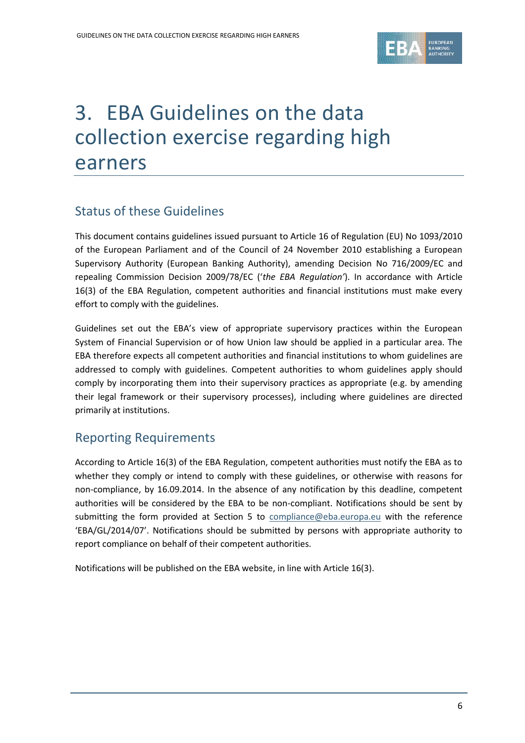# 3. EBA Guidelines on the data collection exercise regarding high earners

## Status of these Guidelines

This document contains guidelines issued pursuant to Article 16 of Regulation (EU) No 1093/2010 of the European Parliament and of the Council of 24 November 2010 establishing a European Supervisory Authority (European Banking Authority), amending Decision No 716/2009/EC and repealing Commission Decision 2009/78/EC (‘*the EBA Regulation*’). In accordance with Article 16(3) of the EBA Regulation, competent authorities and financial institutions must make every effort to comply with the guidelines.

Guidelines set out the EBA’s view of appropriate supervisory practices within the European System of Financial Supervision or of how Union law should be applied in a particular area. The EBA therefore expects all competent authorities and financial institutions to whom guidelines are addressed to comply with guidelines. Competent authorities to whom guidelines apply should comply by incorporating them into their supervisory practices as appropriate (e.g. by amending their legal framework or their supervisory processes), including where guidelines are directed primarily at institutions.

## Reporting Requirements

According to Article 16(3) of the EBA Regulation, competent authorities must notify the EBA as to whether they comply or intend to comply with these guidelines, or otherwise with reasons for non-compliance, by 16.09.2014. In the absence of any notification by this deadline, competent authorities will be considered by the EBA to be non-compliant. Notifications should be sent by submitting the form provided at Section 5 to compliance@eba.europa.eu with the reference ‘EBA/GL/2014/07’. Notifications should be submitted by persons with appropriate authority to report compliance on behalf of their competent authorities.

Notifications will be published on the EBA website, in line with Article 16(3).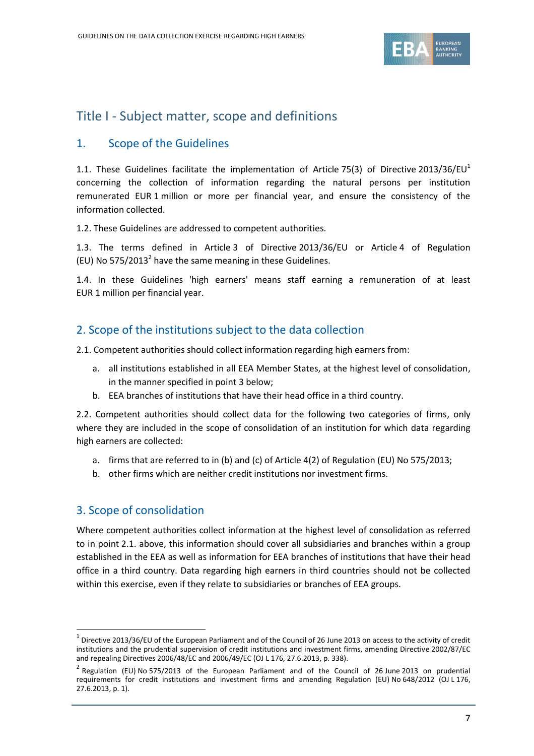# Title I - Subject matter, scope and definitions

## 1. Scope of the Guidelines

1.1. These Guidelines facilitate the implementation of Article 75(3) of Directive 2013/36/EU[1] concerning the collection of information regarding the natural persons per institution remunerated EUR 1 million or more per financial year, and ensure the consistency of the information collected.

1.2. These Guidelines are addressed to competent authorities.

1.3. The terms defined in Article 3 of Directive 2013/36/EU or Article 4 of Regulation (EU) No 575/2013[2] have the same meaning in these Guidelines.

1.4. In these Guidelines 'high earners' means staff earning a remuneration of at least EUR 1 million per financial year.

## 2. Scope of the institutions subject to the data collection

2.1. Competent authorities should collect information regarding high earners from:

a. all institutions established in all EEA Member States, at the highest level of consolidation, in the manner specified in point 3 below;
b. EEA branches of institutions that have their head office in a third country.

2.2. Competent authorities should collect data for the following two categories of firms, only where they are included in the scope of consolidation of an institution for which data regarding high earners are collected:

a. firms that are referred to in (b) and (c) of Article 4(2) of Regulation (EU) No 575/2013;
b. other firms which are neither credit institutions nor investment firms.

## 3. Scope of consolidation

Where competent authorities collect information at the highest level of consolidation as referred to in point 2.1. above, this information should cover all subsidiaries and branches within a group established in the EEA as well as information for EEA branches of institutions that have their head office in a third country. Data regarding high earners in third countries should not be collected within this exercise, even if they relate to subsidiaries or branches of EEA groups.

---

[1] Directive 2013/36/EU of the European Parliament and of the Council of 26 June 2013 on access to the activity of credit institutions and the prudential supervision of credit institutions and investment firms, amending Directive 2002/87/EC and repealing Directives 2006/48/EC and 2006/49/EC (OJ L 176, 27.6.2013, p. 338).

[2] Regulation (EU) No 575/2013 of the European Parliament and of the Council of 26 June 2013 on prudential requirements for credit institutions and investment firms and amending Regulation (EU) No 648/2012 (OJ L 176, 27.6.2013, p. 1).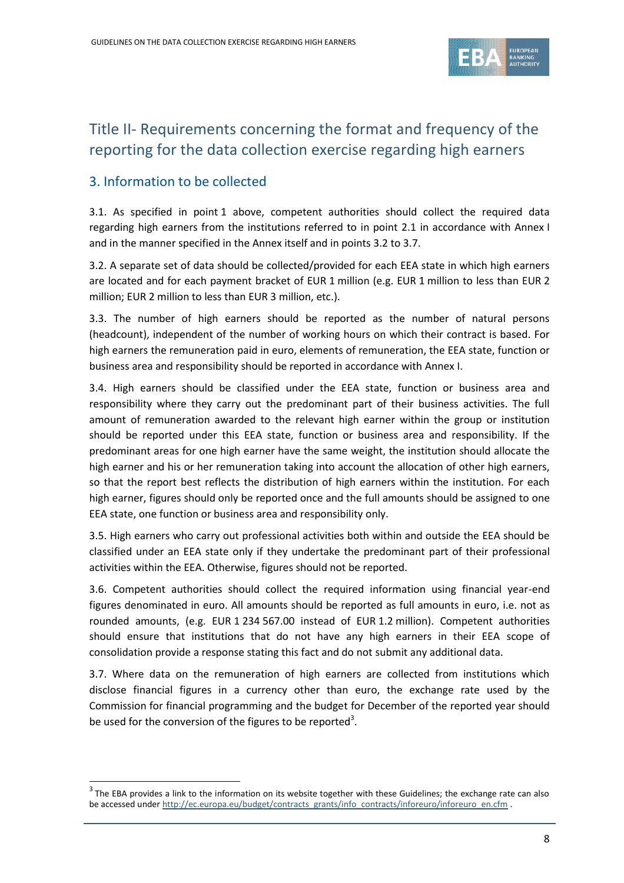## Title II- Requirements concerning the format and frequency of the reporting for the data collection exercise regarding high earners

### 3. Information to be collected

3.1. As specified in point 1 above, competent authorities should collect the required data regarding high earners from the institutions referred to in point 2.1 in accordance with Annex I and in the manner specified in the Annex itself and in points 3.2 to 3.7.

3.2. A separate set of data should be collected/provided for each EEA state in which high earners are located and for each payment bracket of EUR 1 million (e.g. EUR 1 million to less than EUR 2 million; EUR 2 million to less than EUR 3 million, etc.).

3.3. The number of high earners should be reported as the number of natural persons (headcount), independent of the number of working hours on which their contract is based. For high earners the remuneration paid in euro, elements of remuneration, the EEA state, function or business area and responsibility should be reported in accordance with Annex I.

3.4. High earners should be classified under the EEA state, function or business area and responsibility where they carry out the predominant part of their business activities. The full amount of remuneration awarded to the relevant high earner within the group or institution should be reported under this EEA state, function or business area and responsibility. If the predominant areas for one high earner have the same weight, the institution should allocate the high earner and his or her remuneration taking into account the allocation of other high earners, so that the report best reflects the distribution of high earners within the institution. For each high earner, figures should only be reported once and the full amounts should be assigned to one EEA state, one function or business area and responsibility only.

3.5. High earners who carry out professional activities both within and outside the EEA should be classified under an EEA state only if they undertake the predominant part of their professional activities within the EEA. Otherwise, figures should not be reported.

3.6. Competent authorities should collect the required information using financial year-end figures denominated in euro. All amounts should be reported as full amounts in euro, i.e. not as rounded amounts, (e.g. EUR 1 234 567.00 instead of EUR 1.2 million). Competent authorities should ensure that institutions that do not have any high earners in their EEA scope of consolidation provide a response stating this fact and do not submit any additional data.

3.7. Where data on the remuneration of high earners are collected from institutions which disclose financial figures in a currency other than euro, the exchange rate used by the Commission for financial programming and the budget for December of the reported year should be used for the conversion of the figures to be reported[3].

[3] The EBA provides a link to the information on its website together with these Guidelines; the exchange rate can also be accessed under http://ec.europa.eu/budget/contracts_grants/info_contracts/inforeuro/inforeuro_en.cfm .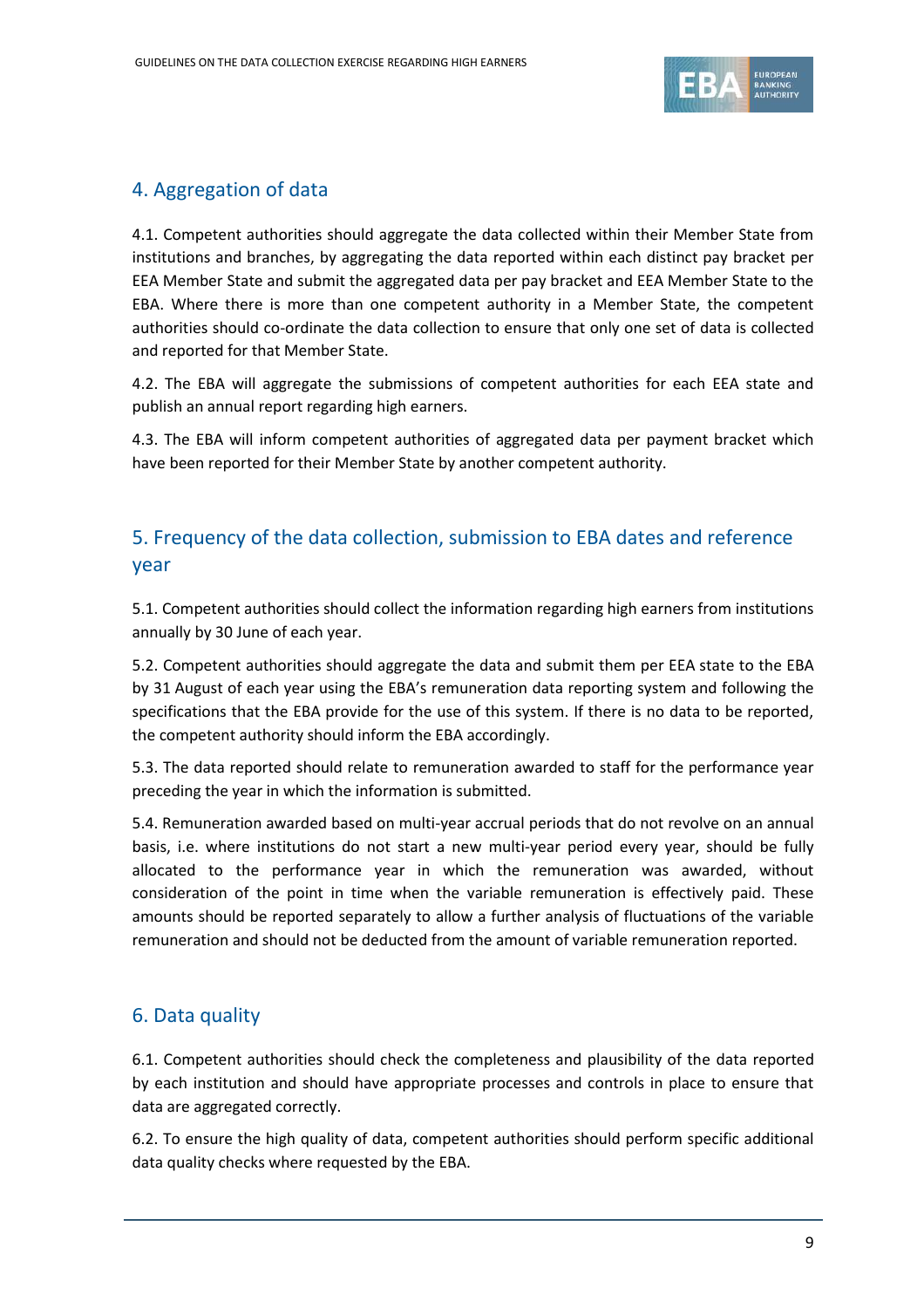## 4. Aggregation of data

4.1. Competent authorities should aggregate the data collected within their Member State from institutions and branches, by aggregating the data reported within each distinct pay bracket per EEA Member State and submit the aggregated data per pay bracket and EEA Member State to the EBA. Where there is more than one competent authority in a Member State, the competent authorities should co-ordinate the data collection to ensure that only one set of data is collected and reported for that Member State.

4.2. The EBA will aggregate the submissions of competent authorities for each EEA state and publish an annual report regarding high earners.

4.3. The EBA will inform competent authorities of aggregated data per payment bracket which have been reported for their Member State by another competent authority.

## 5. Frequency of the data collection, submission to EBA dates and reference year

5.1. Competent authorities should collect the information regarding high earners from institutions annually by 30 June of each year.

5.2. Competent authorities should aggregate the data and submit them per EEA state to the EBA by 31 August of each year using the EBA's remuneration data reporting system and following the specifications that the EBA provide for the use of this system. If there is no data to be reported, the competent authority should inform the EBA accordingly.

5.3. The data reported should relate to remuneration awarded to staff for the performance year preceding the year in which the information is submitted.

5.4. Remuneration awarded based on multi-year accrual periods that do not revolve on an annual basis, i.e. where institutions do not start a new multi-year period every year, should be fully allocated to the performance year in which the remuneration was awarded, without consideration of the point in time when the variable remuneration is effectively paid. These amounts should be reported separately to allow a further analysis of fluctuations of the variable remuneration and should not be deducted from the amount of variable remuneration reported.

## 6. Data quality

6.1. Competent authorities should check the completeness and plausibility of the data reported by each institution and should have appropriate processes and controls in place to ensure that data are aggregated correctly.

6.2. To ensure the high quality of data, competent authorities should perform specific additional data quality checks where requested by the EBA.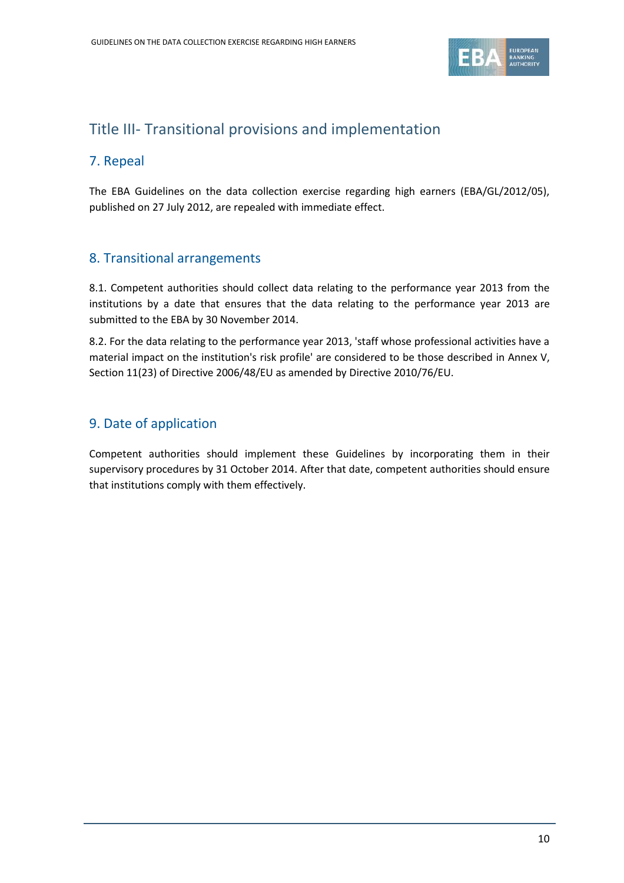# Title III- Transitional provisions and implementation

## 7. Repeal

The EBA Guidelines on the data collection exercise regarding high earners (EBA/GL/2012/05), published on 27 July 2012, are repealed with immediate effect.

## 8. Transitional arrangements

8.1. Competent authorities should collect data relating to the performance year 2013 from the institutions by a date that ensures that the data relating to the performance year 2013 are submitted to the EBA by 30 November 2014.

8.2. For the data relating to the performance year 2013, 'staff whose professional activities have a material impact on the institution's risk profile' are considered to be those described in Annex V, Section 11(23) of Directive 2006/48/EU as amended by Directive 2010/76/EU.

## 9. Date of application

Competent authorities should implement these Guidelines by incorporating them in their supervisory procedures by 31 October 2014. After that date, competent authorities should ensure that institutions comply with them effectively.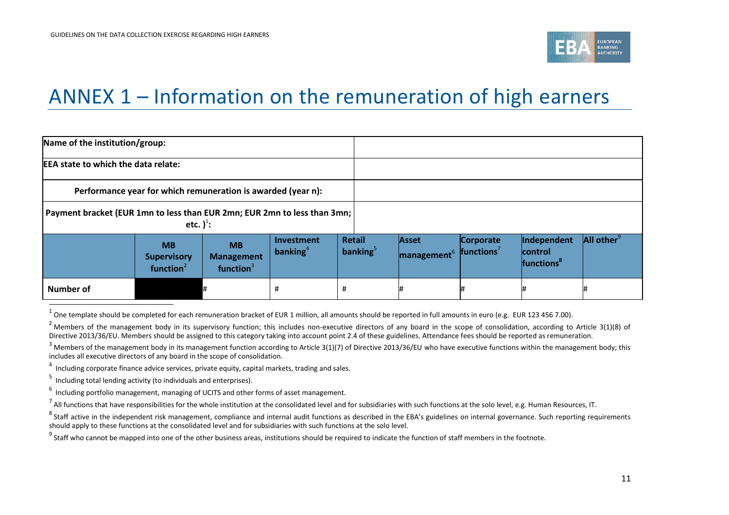# ANNEX 1 – Information on the remuneration of high earners

| Name of the institution/group: | | | | | | | | |
|---|---|---|---|---|---|---|---|---|
| EEA state to which the data relate: | | | | | | | | |
| Performance year for which remuneration is awarded (year n): | | | | | | | | |
| Payment bracket (EUR 1mn to less than EUR 2mn; EUR 2mn to less than 3mn; etc. )[1]: | | | | | | | | |
| | **MB Supervisory function**[2] | **MB Management function**[3] | **Investment banking**[4] | **Retail banking**[5] | **Asset management**[6] | **Corporate functions**[7] | **Independent control functions**[8] | **All other**[9] |
| **Number of** | | # | # | # | # | # | # | # |

[1] One template should be completed for each remuneration bracket of EUR 1 million, all amounts should be reported in full amounts in euro (e.g. EUR 123 456 7.00).

[2] Members of the management body in its supervisory function; this includes non-executive directors of any board in the scope of consolidation, according to Article 3(1)(8) of Directive 2013/36/EU. Members should be assigned to this category taking into account point 2.4 of these guidelines. Attendance fees should be reported as remuneration.

[3] Members of the management body in its management function according to Article 3(1)(7) of Directive 2013/36/EU who have executive functions within the management body; this includes all executive directors of any board in the scope of consolidation.

[4] Including corporate finance advice services, private equity, capital markets, trading and sales.

[5] Including total lending activity (to individuals and enterprises).

[6] Including portfolio management, managing of UCITS and other forms of asset management.

[7] All functions that have responsibilities for the whole institution at the consolidated level and for subsidiaries with such functions at the solo level, e.g. Human Resources, IT.

[8] Staff active in the independent risk management, compliance and internal audit functions as described in the EBA's guidelines on internal governance. Such reporting requirements should apply to these functions at the consolidated level and for subsidiaries with such functions at the solo level.

[9] Staff who cannot be mapped into one of the other business areas, institutions should be required to indicate the function of staff members in the footnote.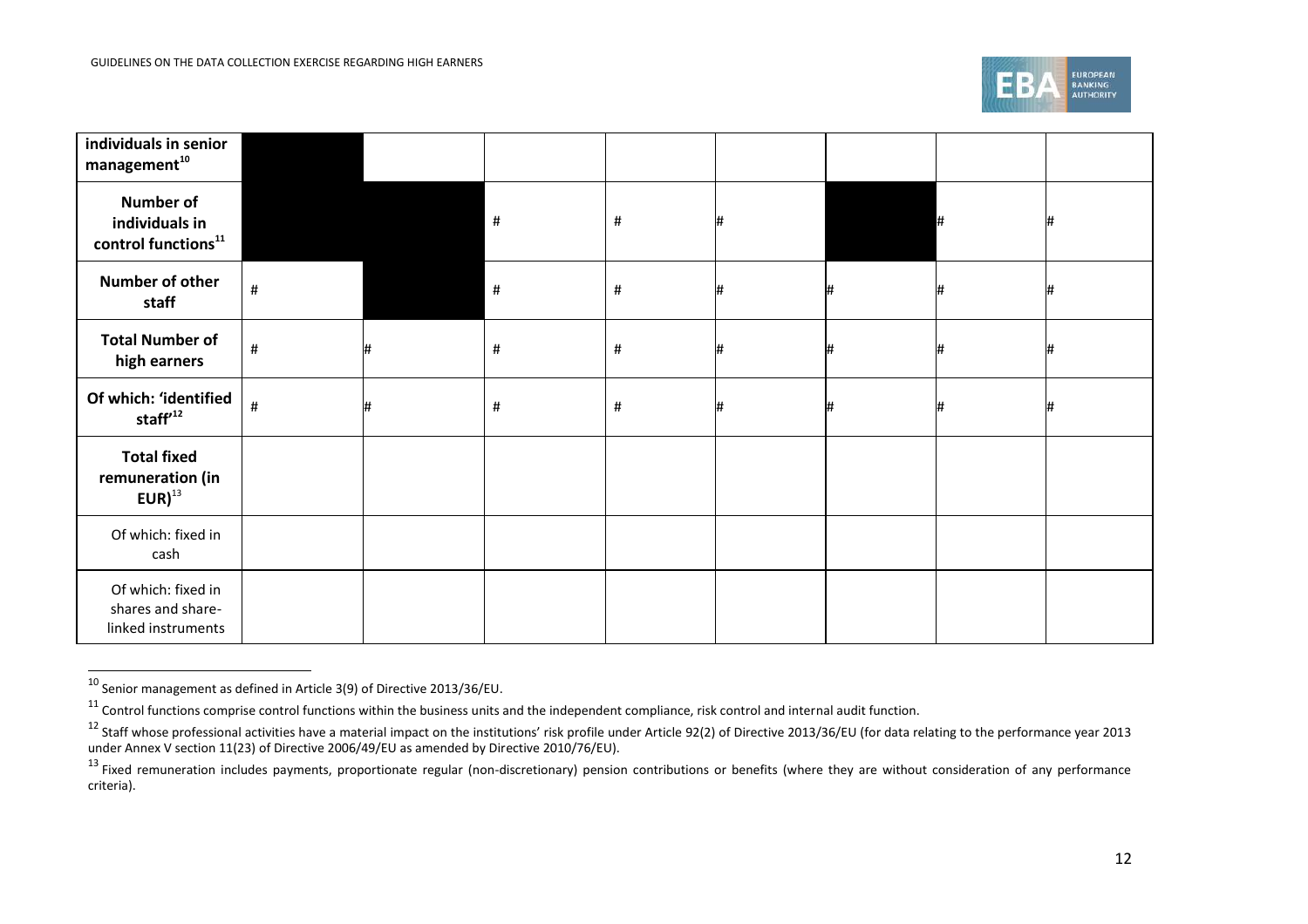| individuals in senior management[10] | | | | | | | |
|---|---|---|---|---|---|---|---|
| **Number of individuals in control functions[11]** | | | # | # | # | | # | # |
| **Number of other staff** | # | | # | # | # | # | # | # |
| **Total Number of high earners** | # | # | # | # | # | # | # | # |
| **Of which: 'identified staff'[12]** | # | # | # | # | # | # | # | # |
| **Total fixed remuneration (in EUR)[13]** | | | | | | | | |
| Of which: fixed in cash | | | | | | | | |
| Of which: fixed in shares and share-linked instruments | | | | | | | | |

[10] Senior management as defined in Article 3(9) of Directive 2013/36/EU.

[11] Control functions comprise control functions within the business units and the independent compliance, risk control and internal audit function.

[12] Staff whose professional activities have a material impact on the institutions' risk profile under Article 92(2) of Directive 2013/36/EU (for data relating to the performance year 2013 under Annex V section 11(23) of Directive 2006/49/EU as amended by Directive 2010/76/EU).

[13] Fixed remuneration includes payments, proportionate regular (non-discretionary) pension contributions or benefits (where they are without consideration of any performance criteria).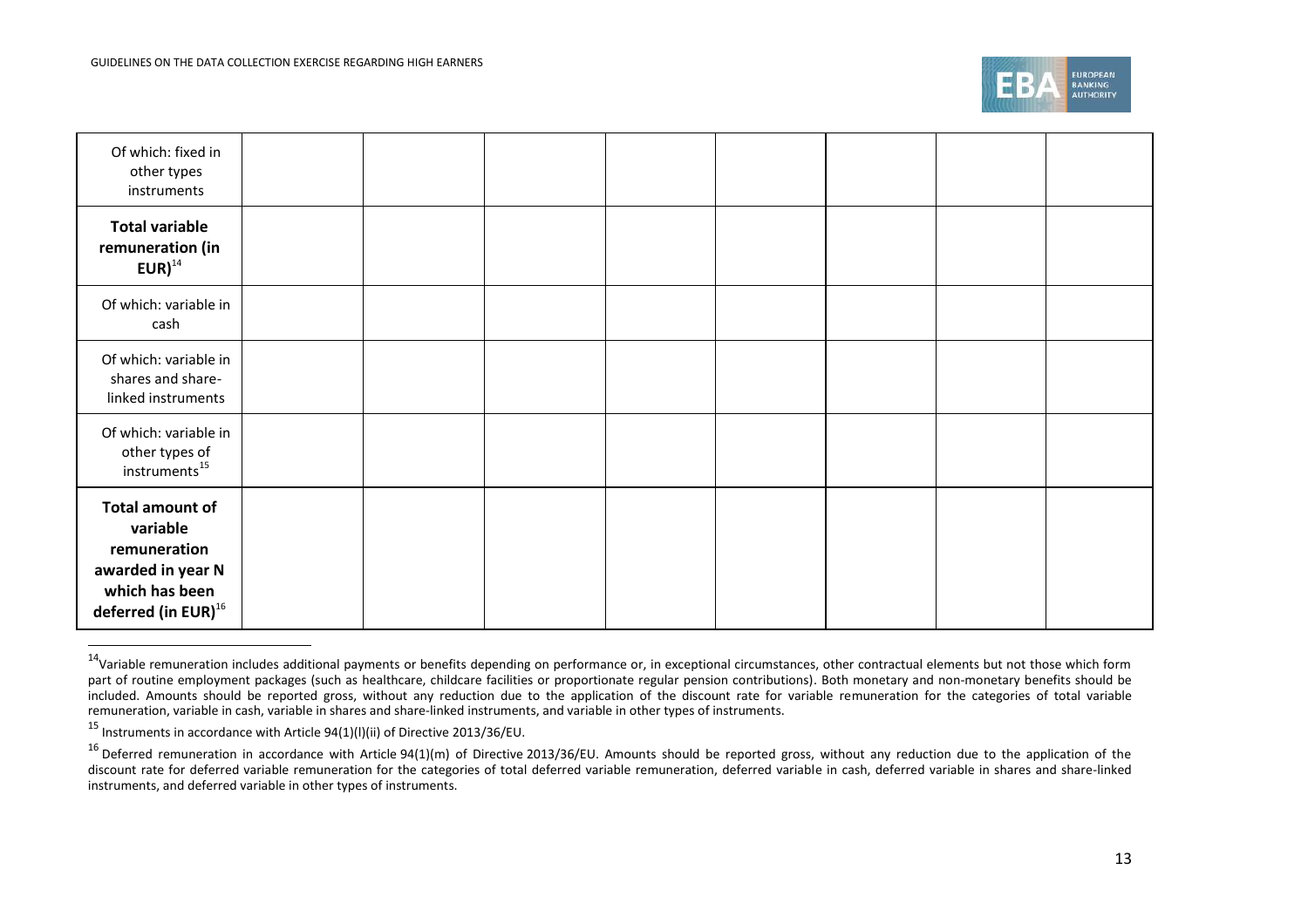| | | | | | | | |
|---|---|---|---|---|---|---|---|
| Of which: fixed in other types instruments | | | | | | | |
| **Total variable remuneration (in EUR)**[14] | | | | | | | |
| Of which: variable in cash | | | | | | | |
| Of which: variable in shares and share-linked instruments | | | | | | | |
| Of which: variable in other types of instruments[15] | | | | | | | |
| **Total amount of variable remuneration awarded in year N which has been deferred (in EUR)**[16] | | | | | | | |

[14] Variable remuneration includes additional payments or benefits depending on performance or, in exceptional circumstances, other contractual elements but not those which form part of routine employment packages (such as healthcare, childcare facilities or proportionate regular pension contributions). Both monetary and non-monetary benefits should be included. Amounts should be reported gross, without any reduction due to the application of the discount rate for variable remuneration for the categories of total variable remuneration, variable in cash, variable in shares and share-linked instruments, and variable in other types of instruments.

[15] Instruments in accordance with Article 94(1)(l)(ii) of Directive 2013/36/EU.

[16] Deferred remuneration in accordance with Article 94(1)(m) of Directive 2013/36/EU. Amounts should be reported gross, without any reduction due to the application of the discount rate for deferred variable remuneration for the categories of total deferred variable remuneration, deferred variable in cash, deferred variable in shares and share-linked instruments, and deferred variable in other types of instruments.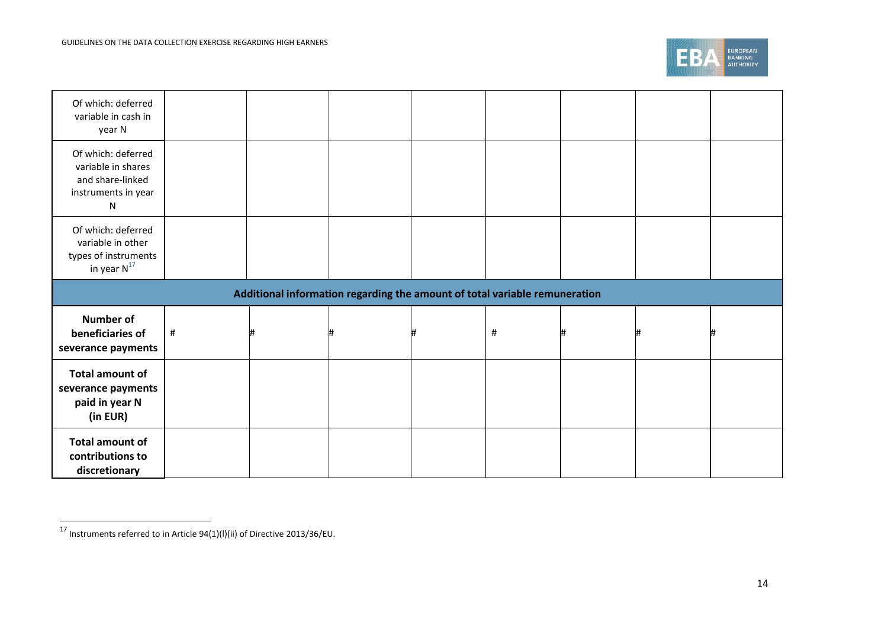| | | | | | | | | |
|---|---|---|---|---|---|---|---|---|
| Of which: deferred variable in cash in year N | | | | | | | | |
| Of which: deferred variable in shares and share-linked instruments in year N | | | | | | | | |
| Of which: deferred variable in other types of instruments in year N[17] | | | | | | | | |
| **Additional information regarding the amount of total variable remuneration** | | | | | | | | |
| **Number of beneficiaries of severance payments** | # | # | # | # | # | # | # | # |
| **Total amount of severance payments paid in year N (in EUR)** | | | | | | | | |
| **Total amount of contributions to discretionary** | | | | | | | | |

[17] Instruments referred to in Article 94(1)(l)(ii) of Directive 2013/36/EU.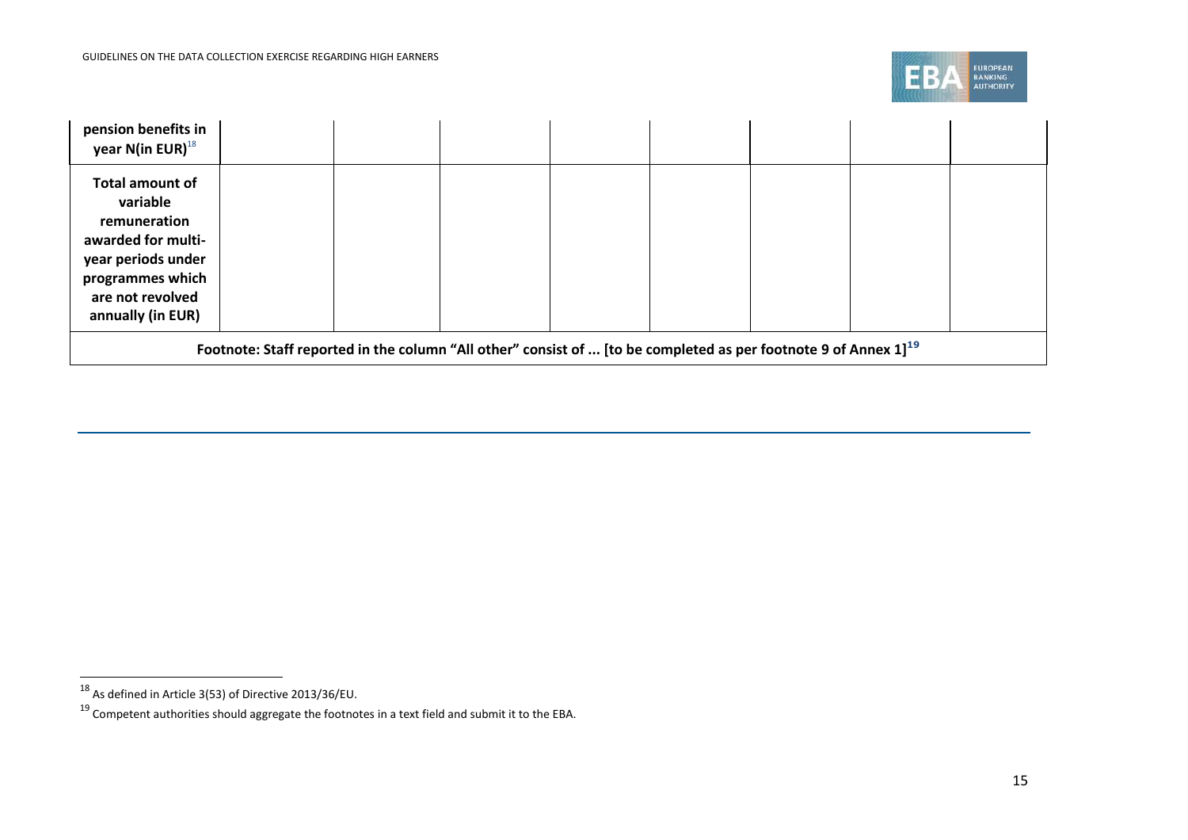| | | | | | | | |
|---|---|---|---|---|---|---|---|
| **pension benefits in year N(in EUR)**[18] | | | | | | | |
| **Total amount of variable remuneration awarded for multi-year periods under programmes which are not revolved annually (in EUR)** | | | | | | | |
| **Footnote: Staff reported in the column "All other" consist of ... [to be completed as per footnote 9 of Annex 1]**[19] | | | | | | | |

[18] As defined in Article 3(53) of Directive 2013/36/EU.

[19] Competent authorities should aggregate the footnotes in a text field and submit it to the EBA.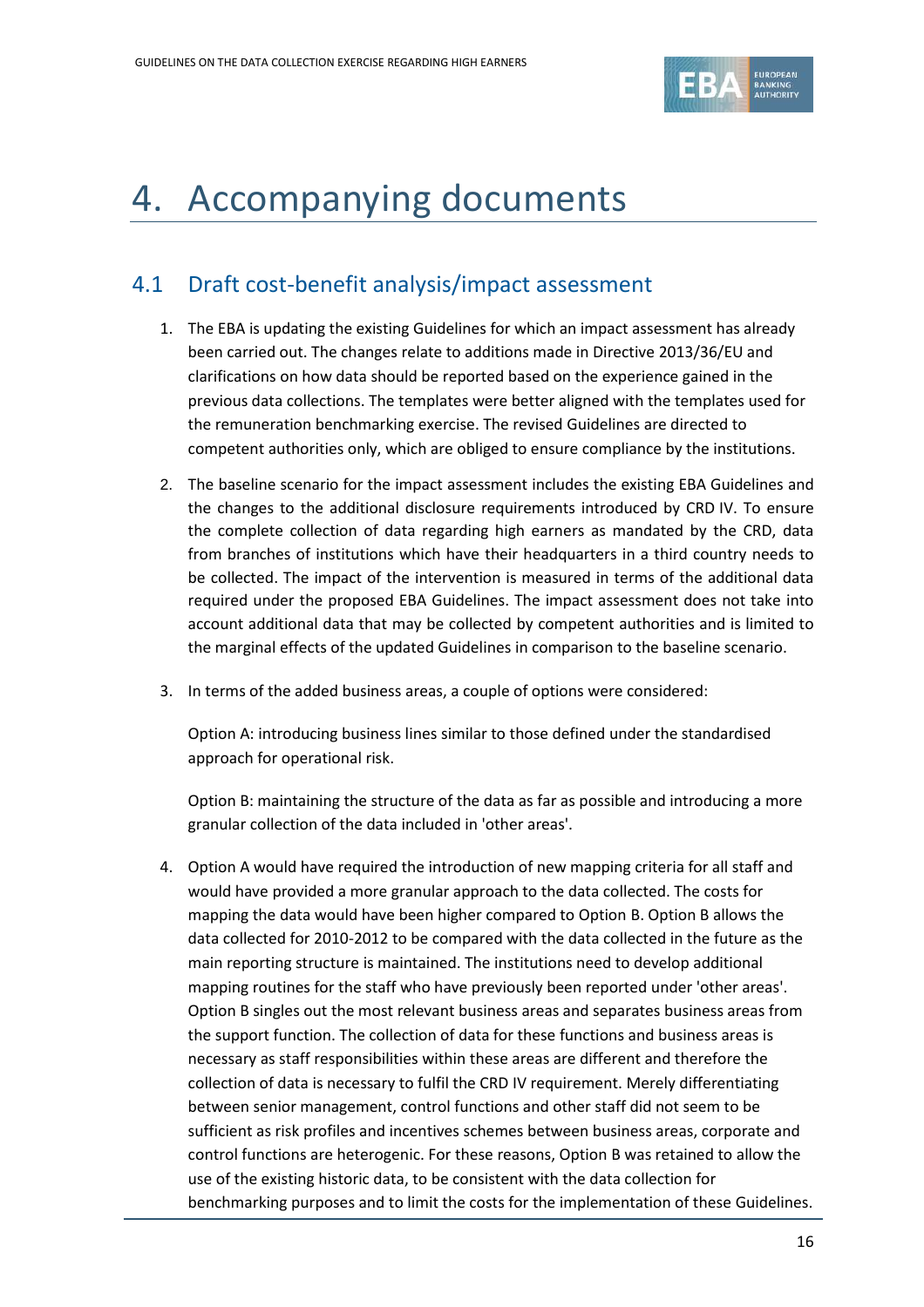# 4. Accompanying documents

## 4.1 Draft cost-benefit analysis/impact assessment

1. The EBA is updating the existing Guidelines for which an impact assessment has already been carried out. The changes relate to additions made in Directive 2013/36/EU and clarifications on how data should be reported based on the experience gained in the previous data collections. The templates were better aligned with the templates used for the remuneration benchmarking exercise. The revised Guidelines are directed to competent authorities only, which are obliged to ensure compliance by the institutions.

2. The baseline scenario for the impact assessment includes the existing EBA Guidelines and the changes to the additional disclosure requirements introduced by CRD IV. To ensure the complete collection of data regarding high earners as mandated by the CRD, data from branches of institutions which have their headquarters in a third country needs to be collected. The impact of the intervention is measured in terms of the additional data required under the proposed EBA Guidelines. The impact assessment does not take into account additional data that may be collected by competent authorities and is limited to the marginal effects of the updated Guidelines in comparison to the baseline scenario.

3. In terms of the added business areas, a couple of options were considered:

   Option A: introducing business lines similar to those defined under the standardised approach for operational risk.

   Option B: maintaining the structure of the data as far as possible and introducing a more granular collection of the data included in 'other areas'.

4. Option A would have required the introduction of new mapping criteria for all staff and would have provided a more granular approach to the data collected. The costs for mapping the data would have been higher compared to Option B. Option B allows the data collected for 2010-2012 to be compared with the data collected in the future as the main reporting structure is maintained. The institutions need to develop additional mapping routines for the staff who have previously been reported under 'other areas'. Option B singles out the most relevant business areas and separates business areas from the support function. The collection of data for these functions and business areas is necessary as staff responsibilities within these areas are different and therefore the collection of data is necessary to fulfil the CRD IV requirement. Merely differentiating between senior management, control functions and other staff did not seem to be sufficient as risk profiles and incentives schemes between business areas, corporate and control functions are heterogenic. For these reasons, Option B was retained to allow the use of the existing historic data, to be consistent with the data collection for benchmarking purposes and to limit the costs for the implementation of these Guidelines.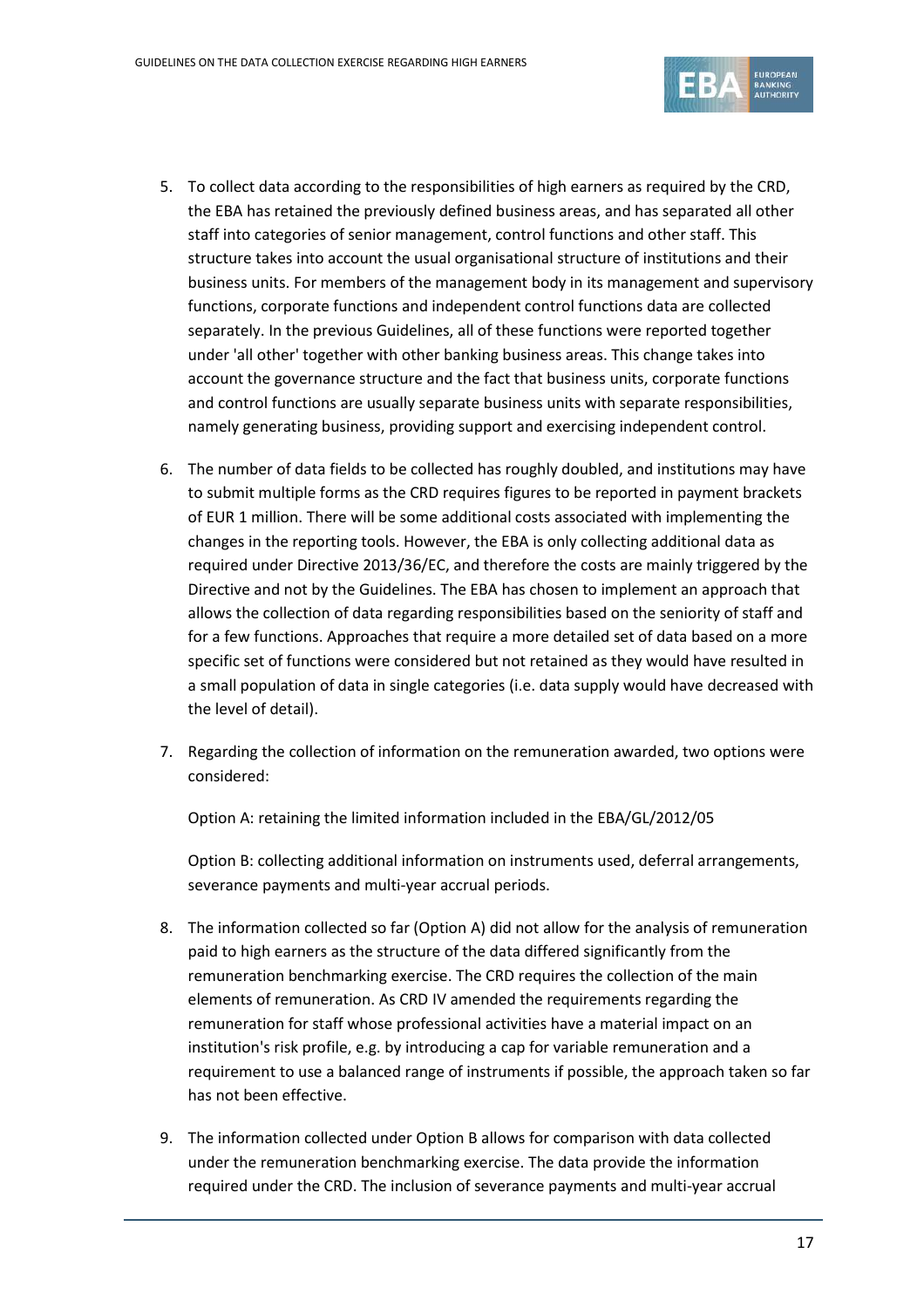5. To collect data according to the responsibilities of high earners as required by the CRD, the EBA has retained the previously defined business areas, and has separated all other staff into categories of senior management, control functions and other staff. This structure takes into account the usual organisational structure of institutions and their business units. For members of the management body in its management and supervisory functions, corporate functions and independent control functions data are collected separately. In the previous Guidelines, all of these functions were reported together under 'all other' together with other banking business areas. This change takes into account the governance structure and the fact that business units, corporate functions and control functions are usually separate business units with separate responsibilities, namely generating business, providing support and exercising independent control.

6. The number of data fields to be collected has roughly doubled, and institutions may have to submit multiple forms as the CRD requires figures to be reported in payment brackets of EUR 1 million. There will be some additional costs associated with implementing the changes in the reporting tools. However, the EBA is only collecting additional data as required under Directive 2013/36/EC, and therefore the costs are mainly triggered by the Directive and not by the Guidelines. The EBA has chosen to implement an approach that allows the collection of data regarding responsibilities based on the seniority of staff and for a few functions. Approaches that require a more detailed set of data based on a more specific set of functions were considered but not retained as they would have resulted in a small population of data in single categories (i.e. data supply would have decreased with the level of detail).

7. Regarding the collection of information on the remuneration awarded, two options were considered:

   Option A: retaining the limited information included in the EBA/GL/2012/05

   Option B: collecting additional information on instruments used, deferral arrangements, severance payments and multi-year accrual periods.

8. The information collected so far (Option A) did not allow for the analysis of remuneration paid to high earners as the structure of the data differed significantly from the remuneration benchmarking exercise. The CRD requires the collection of the main elements of remuneration. As CRD IV amended the requirements regarding the remuneration for staff whose professional activities have a material impact on an institution's risk profile, e.g. by introducing a cap for variable remuneration and a requirement to use a balanced range of instruments if possible, the approach taken so far has not been effective.

9. The information collected under Option B allows for comparison with data collected under the remuneration benchmarking exercise. The data provide the information required under the CRD. The inclusion of severance payments and multi-year accrual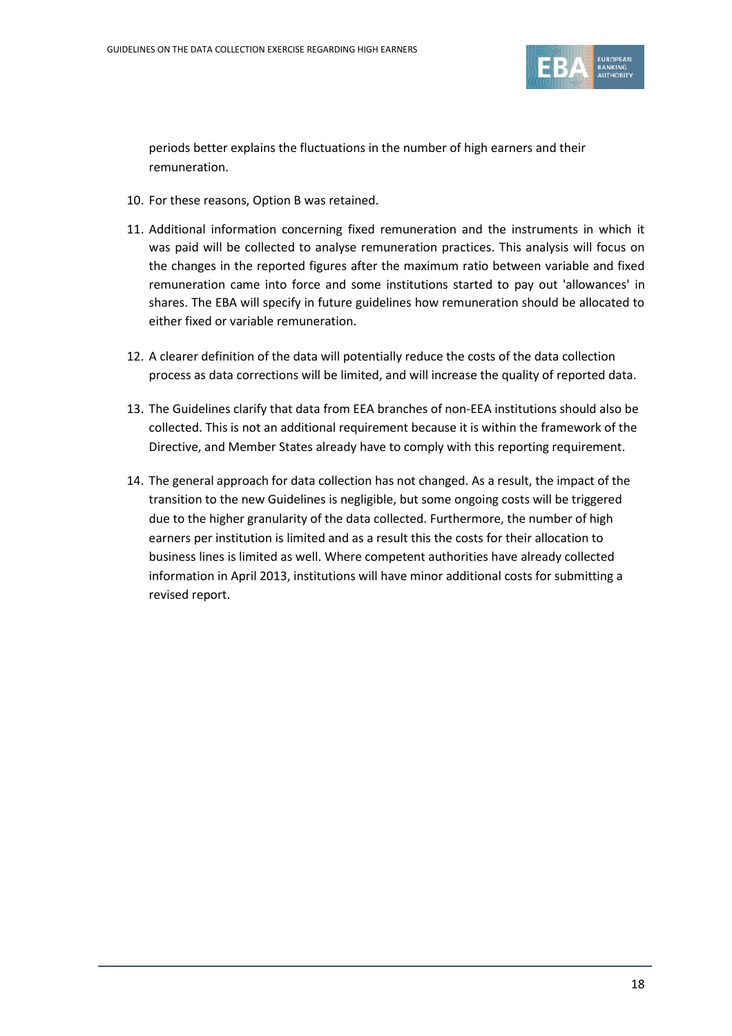periods better explains the fluctuations in the number of high earners and their remuneration.

10. For these reasons, Option B was retained.

11. Additional information concerning fixed remuneration and the instruments in which it was paid will be collected to analyse remuneration practices. This analysis will focus on the changes in the reported figures after the maximum ratio between variable and fixed remuneration came into force and some institutions started to pay out 'allowances' in shares. The EBA will specify in future guidelines how remuneration should be allocated to either fixed or variable remuneration.

12. A clearer definition of the data will potentially reduce the costs of the data collection process as data corrections will be limited, and will increase the quality of reported data.

13. The Guidelines clarify that data from EEA branches of non-EEA institutions should also be collected. This is not an additional requirement because it is within the framework of the Directive, and Member States already have to comply with this reporting requirement.

14. The general approach for data collection has not changed. As a result, the impact of the transition to the new Guidelines is negligible, but some ongoing costs will be triggered due to the higher granularity of the data collected. Furthermore, the number of high earners per institution is limited and as a result this the costs for their allocation to business lines is limited as well. Where competent authorities have already collected information in April 2013, institutions will have minor additional costs for submitting a revised report.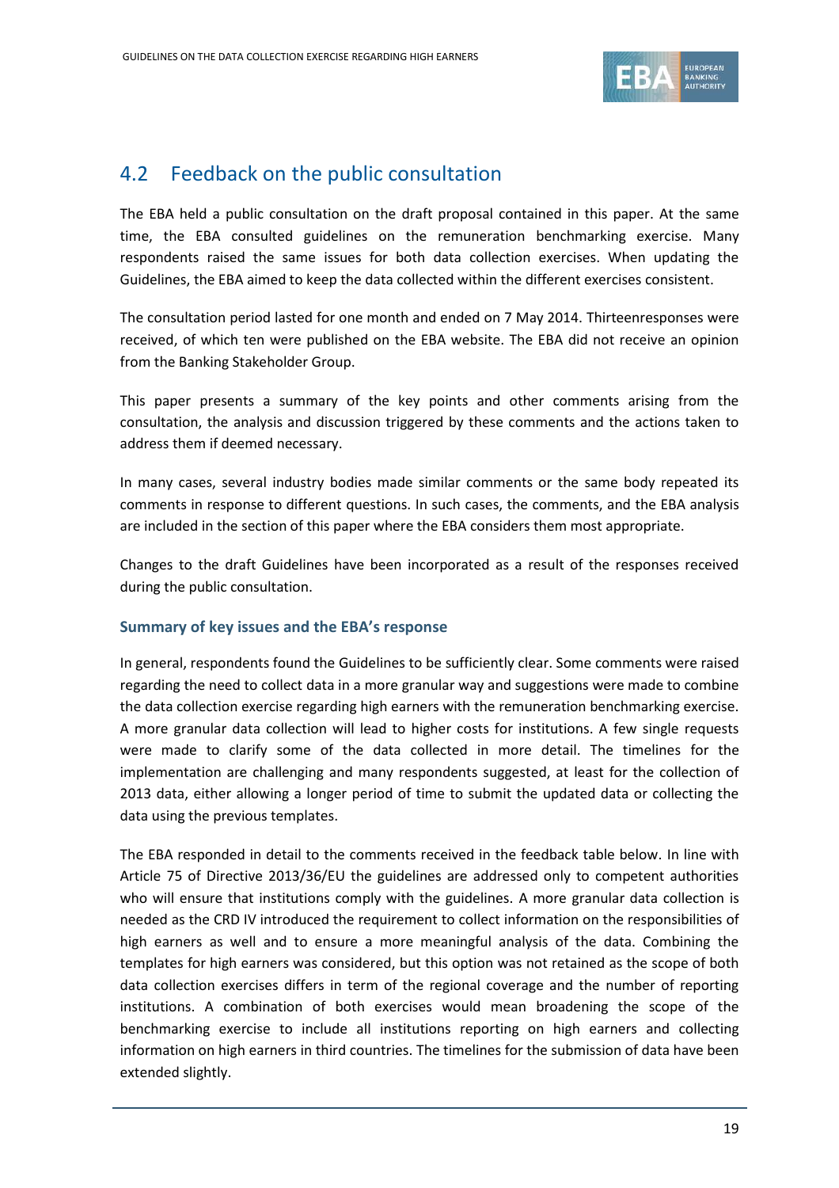## 4.2 Feedback on the public consultation

The EBA held a public consultation on the draft proposal contained in this paper. At the same time, the EBA consulted guidelines on the remuneration benchmarking exercise. Many respondents raised the same issues for both data collection exercises. When updating the Guidelines, the EBA aimed to keep the data collected within the different exercises consistent.

The consultation period lasted for one month and ended on 7 May 2014. Thirteenresponses were received, of which ten were published on the EBA website. The EBA did not receive an opinion from the Banking Stakeholder Group.

This paper presents a summary of the key points and other comments arising from the consultation, the analysis and discussion triggered by these comments and the actions taken to address them if deemed necessary.

In many cases, several industry bodies made similar comments or the same body repeated its comments in response to different questions. In such cases, the comments, and the EBA analysis are included in the section of this paper where the EBA considers them most appropriate.

Changes to the draft Guidelines have been incorporated as a result of the responses received during the public consultation.

### Summary of key issues and the EBA's response

In general, respondents found the Guidelines to be sufficiently clear. Some comments were raised regarding the need to collect data in a more granular way and suggestions were made to combine the data collection exercise regarding high earners with the remuneration benchmarking exercise. A more granular data collection will lead to higher costs for institutions. A few single requests were made to clarify some of the data collected in more detail. The timelines for the implementation are challenging and many respondents suggested, at least for the collection of 2013 data, either allowing a longer period of time to submit the updated data or collecting the data using the previous templates.

The EBA responded in detail to the comments received in the feedback table below. In line with Article 75 of Directive 2013/36/EU the guidelines are addressed only to competent authorities who will ensure that institutions comply with the guidelines. A more granular data collection is needed as the CRD IV introduced the requirement to collect information on the responsibilities of high earners as well and to ensure a more meaningful analysis of the data. Combining the templates for high earners was considered, but this option was not retained as the scope of both data collection exercises differs in term of the regional coverage and the number of reporting institutions. A combination of both exercises would mean broadening the scope of the benchmarking exercise to include all institutions reporting on high earners and collecting information on high earners in third countries. The timelines for the submission of data have been extended slightly.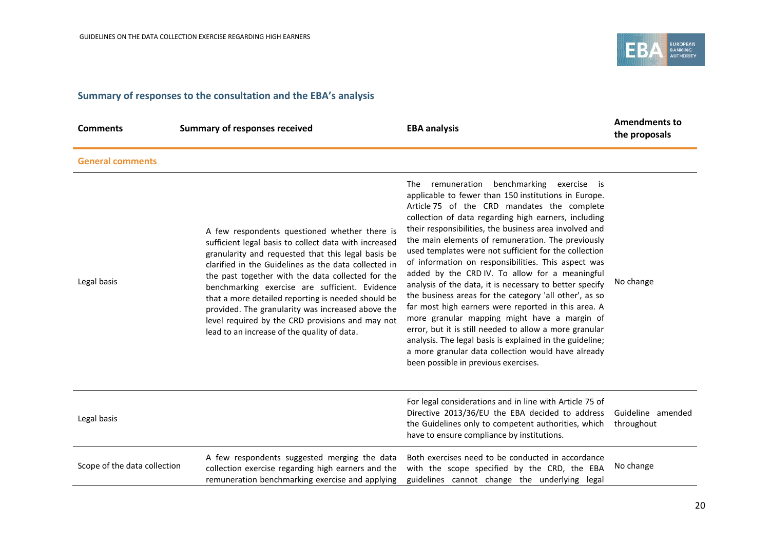## Summary of responses to the consultation and the EBA's analysis

| Comments | Summary of responses received | EBA analysis | Amendments to the proposals |
|---|---|---|---|
| **General comments** | | | |
| Legal basis | A few respondents questioned whether there is sufficient legal basis to collect data with increased granularity and requested that this legal basis be clarified in the Guidelines as the data collected in the past together with the data collected for the benchmarking exercise are sufficient. Evidence that a more detailed reporting is needed should be provided. The granularity was increased above the level required by the CRD provisions and may not lead to an increase of the quality of data. | The remuneration benchmarking exercise is applicable to fewer than 150 institutions in Europe. Article 75 of the CRD mandates the complete collection of data regarding high earners, including their responsibilities, the business area involved and the main elements of remuneration. The previously used templates were not sufficient for the collection of information on responsibilities. This aspect was added by the CRD IV. To allow for a meaningful analysis of the data, it is necessary to better specify the business areas for the category 'all other', as so far most high earners were reported in this area. A more granular mapping might have a margin of error, but it is still needed to allow a more granular analysis. The legal basis is explained in the guideline; a more granular data collection would have already been possible in previous exercises. | No change |
| Legal basis | | For legal considerations and in line with Article 75 of Directive 2013/36/EU the EBA decided to address the Guidelines only to competent authorities, which have to ensure compliance by institutions. | Guideline amended throughout |
| Scope of the data collection | A few respondents suggested merging the data collection exercise regarding high earners and the remuneration benchmarking exercise and applying | Both exercises need to be conducted in accordance with the scope specified by the CRD, the EBA guidelines cannot change the underlying legal | No change |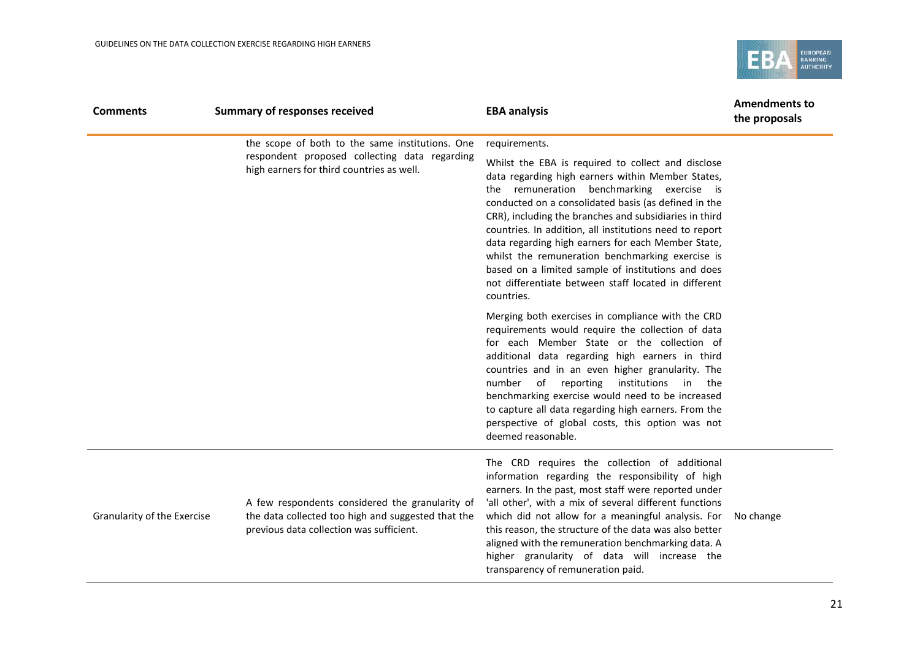| Comments | Summary of responses received | EBA analysis | Amendments to the proposals |
|---|---|---|---|
| | the scope of both to the same institutions. One respondent proposed collecting data regarding high earners for third countries as well. | requirements.<br><br>Whilst the EBA is required to collect and disclose data regarding high earners within Member States, the remuneration benchmarking exercise is conducted on a consolidated basis (as defined in the CRR), including the branches and subsidiaries in third countries. In addition, all institutions need to report data regarding high earners for each Member State, whilst the remuneration benchmarking exercise is based on a limited sample of institutions and does not differentiate between staff located in different countries.<br><br>Merging both exercises in compliance with the CRD requirements would require the collection of data for each Member State or the collection of additional data regarding high earners in third countries and in an even higher granularity. The number of reporting institutions in the benchmarking exercise would need to be increased to capture all data regarding high earners. From the perspective of global costs, this option was not deemed reasonable. | |
| Granularity of the Exercise | A few respondents considered the granularity of the data collected too high and suggested that the previous data collection was sufficient. | The CRD requires the collection of additional information regarding the responsibility of high earners. In the past, most staff were reported under 'all other', with a mix of several different functions which did not allow for a meaningful analysis. For this reason, the structure of the data was also better aligned with the remuneration benchmarking data. A higher granularity of data will increase the transparency of remuneration paid. | No change |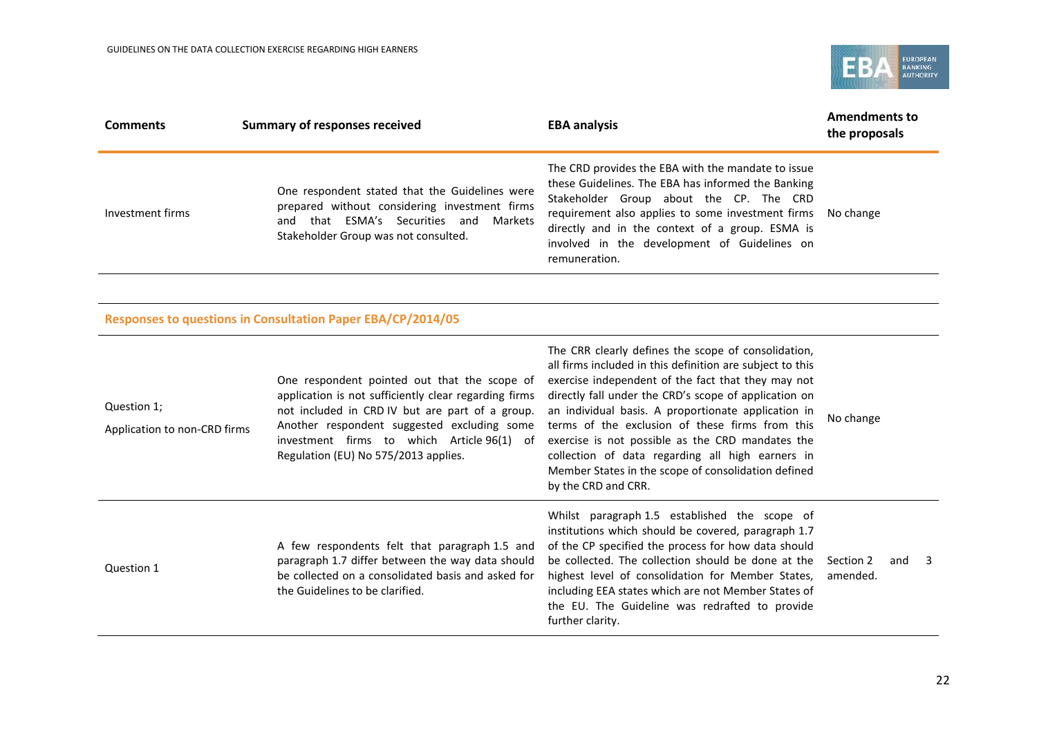| Comments | Summary of responses received | EBA analysis | Amendments to the proposals |
|---|---|---|---|
| Investment firms | One respondent stated that the Guidelines were prepared without considering investment firms and that ESMA's Securities and Markets Stakeholder Group was not consulted. | The CRD provides the EBA with the mandate to issue these Guidelines. The EBA has informed the Banking Stakeholder Group about the CP. The CRD requirement also applies to some investment firms directly and in the context of a group. ESMA is involved in the development of Guidelines on remuneration. | No change |
| **Responses to questions in Consultation Paper EBA/CP/2014/05** | | | |
| Question 1; Application to non-CRD firms | One respondent pointed out that the scope of application is not sufficiently clear regarding firms not included in CRD IV but are part of a group. Another respondent suggested excluding some investment firms to which Article 96(1) of Regulation (EU) No 575/2013 applies. | The CRR clearly defines the scope of consolidation, all firms included in this definition are subject to this exercise independent of the fact that they may not directly fall under the CRD's scope of application on an individual basis. A proportionate application in terms of the exclusion of these firms from this exercise is not possible as the CRD mandates the collection of data regarding all high earners in Member States in the scope of consolidation defined by the CRD and CRR. | No change |
| Question 1 | A few respondents felt that paragraph 1.5 and paragraph 1.7 differ between the way data should be collected on a consolidated basis and asked for the Guidelines to be clarified. | Whilst paragraph 1.5 established the scope of institutions which should be covered, paragraph 1.7 of the CP specified the process for how data should be collected. The collection should be done at the highest level of consolidation for Member States, including EEA states which are not Member States of the EU. The Guideline was redrafted to provide further clarity. | Section 2 and 3 amended. |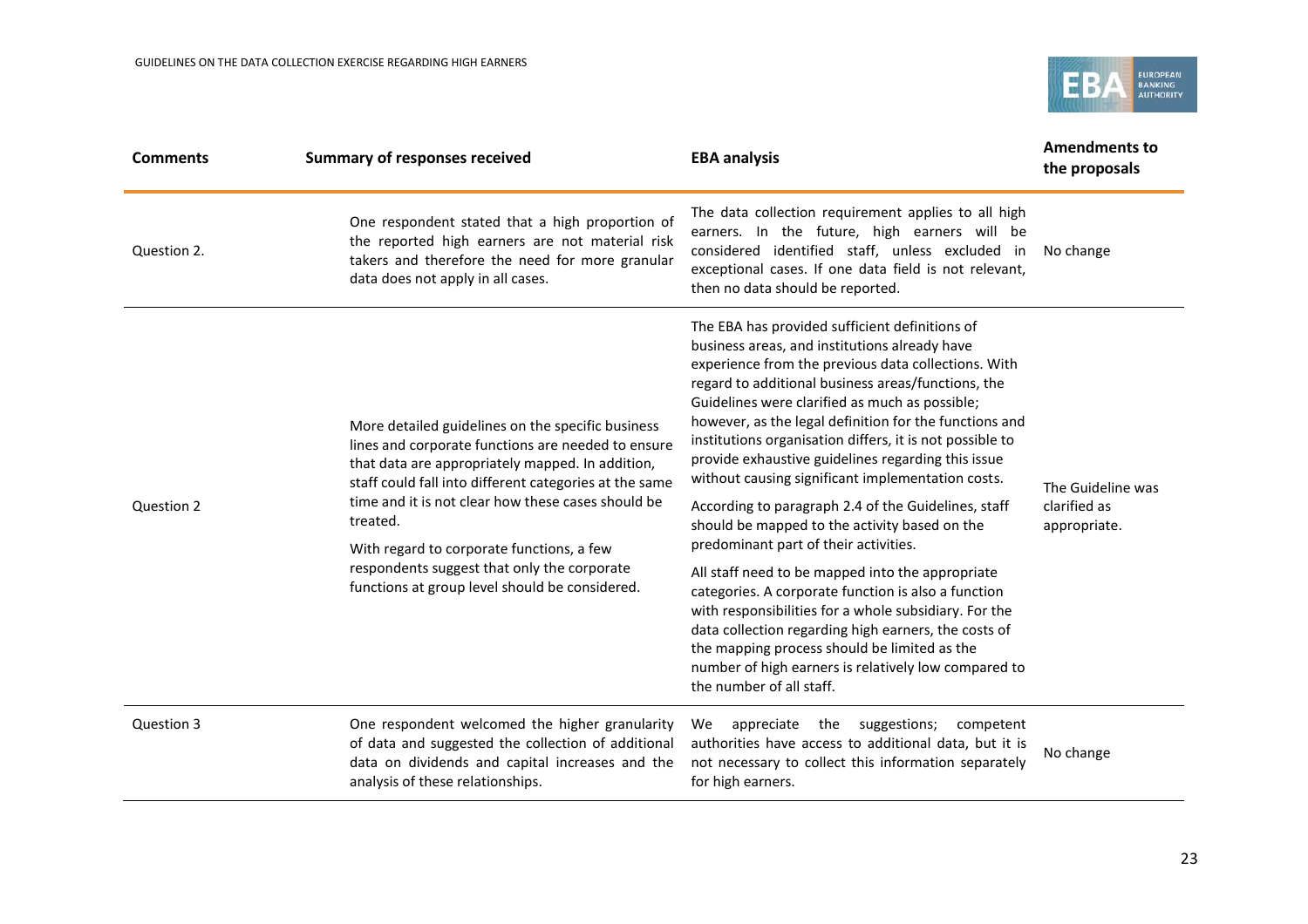| Comments | Summary of responses received | EBA analysis | Amendments to the proposals |
|---|---|---|---|
| Question 2. | One respondent stated that a high proportion of the reported high earners are not material risk takers and therefore the need for more granular data does not apply in all cases. | The data collection requirement applies to all high earners. In the future, high earners will be considered identified staff, unless excluded in exceptional cases. If one data field is not relevant, then no data should be reported. | No change |
| Question 2 | More detailed guidelines on the specific business lines and corporate functions are needed to ensure that data are appropriately mapped. In addition, staff could fall into different categories at the same time and it is not clear how these cases should be treated.<br><br>With regard to corporate functions, a few respondents suggest that only the corporate functions at group level should be considered. | The EBA has provided sufficient definitions of business areas, and institutions already have experience from the previous data collections. With regard to additional business areas/functions, the Guidelines were clarified as much as possible; however, as the legal definition for the functions and institutions organisation differs, it is not possible to provide exhaustive guidelines regarding this issue without causing significant implementation costs.<br><br>According to paragraph 2.4 of the Guidelines, staff should be mapped to the activity based on the predominant part of their activities.<br><br>All staff need to be mapped into the appropriate categories. A corporate function is also a function with responsibilities for a whole subsidiary. For the data collection regarding high earners, the costs of the mapping process should be limited as the number of high earners is relatively low compared to the number of all staff. | The Guideline was clarified as appropriate. |
| Question 3 | One respondent welcomed the higher granularity of data and suggested the collection of additional data on dividends and capital increases and the analysis of these relationships. | We appreciate the suggestions; competent authorities have access to additional data, but it is not necessary to collect this information separately for high earners. | No change |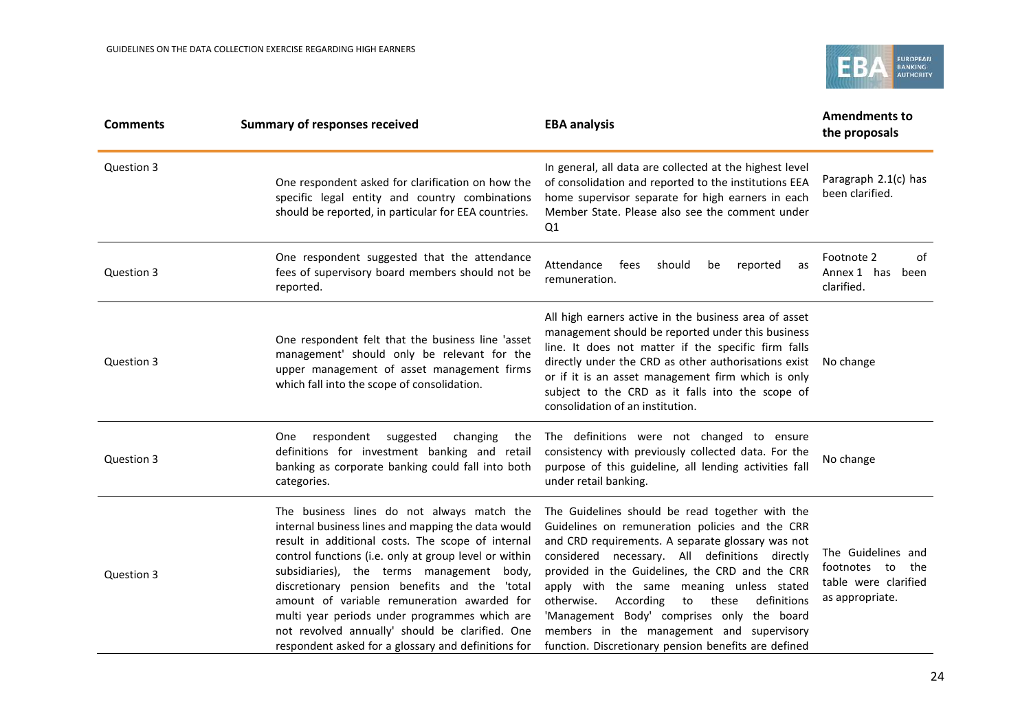| Comments | Summary of responses received | EBA analysis | Amendments to the proposals |
|---|---|---|---|
| Question 3 | One respondent asked for clarification on how the specific legal entity and country combinations should be reported, in particular for EEA countries. | In general, all data are collected at the highest level of consolidation and reported to the institutions EEA home supervisor separate for high earners in each Member State. Please also see the comment under Q1 | Paragraph 2.1(c) has been clarified. |
| Question 3 | One respondent suggested that the attendance fees of supervisory board members should not be reported. | Attendance fees should be reported as remuneration. | Footnote 2 of Annex 1 has been clarified. |
| Question 3 | One respondent felt that the business line 'asset management' should only be relevant for the upper management of asset management firms which fall into the scope of consolidation. | All high earners active in the business area of asset management should be reported under this business line. It does not matter if the specific firm falls directly under the CRD as other authorisations exist or if it is an asset management firm which is only subject to the CRD as it falls into the scope of consolidation of an institution. | No change |
| Question 3 | One respondent suggested changing the definitions for investment banking and retail banking as corporate banking could fall into both categories. | The definitions were not changed to ensure consistency with previously collected data. For the purpose of this guideline, all lending activities fall under retail banking. | No change |
| Question 3 | The business lines do not always match the internal business lines and mapping the data would result in additional costs. The scope of internal control functions (i.e. only at group level or within subsidiaries), the terms management body, discretionary pension benefits and the 'total amount of variable remuneration awarded for multi year periods under programmes which are not revolved annually' should be clarified. One respondent asked for a glossary and definitions for | The Guidelines should be read together with the Guidelines on remuneration policies and the CRR and CRD requirements. A separate glossary was not considered necessary. All definitions directly provided in the Guidelines, the CRD and the CRR apply with the same meaning unless stated otherwise. According to these definitions 'Management Body' comprises only the board members in the management and supervisory function. Discretionary pension benefits are defined | The Guidelines and footnotes to the table were clarified as appropriate. |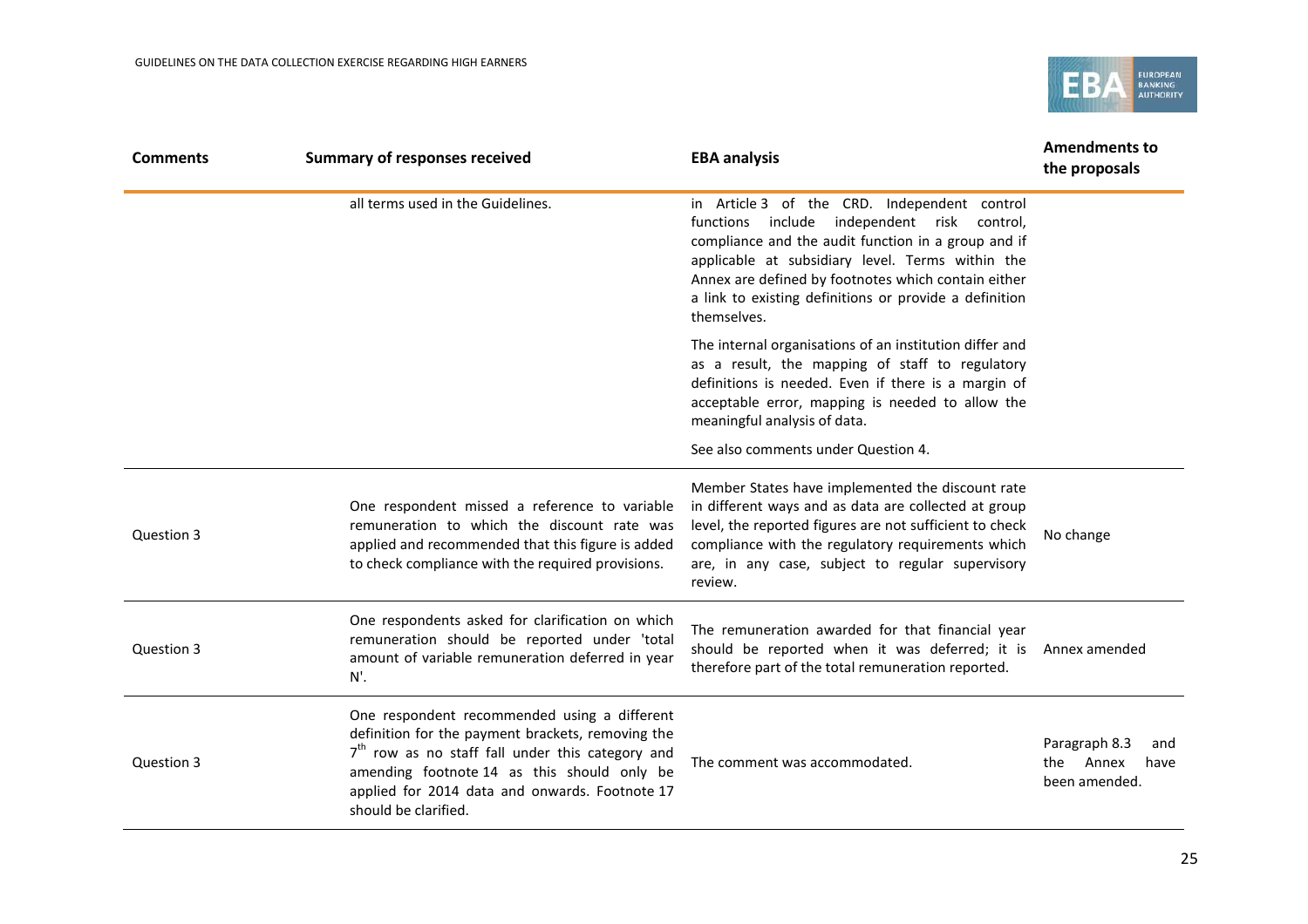| Comments | Summary of responses received | EBA analysis | Amendments to the proposals |
|---|---|---|---|
| | all terms used in the Guidelines. | in Article 3 of the CRD. Independent control functions include independent risk control, compliance and the audit function in a group and if applicable at subsidiary level. Terms within the Annex are defined by footnotes which contain either a link to existing definitions or provide a definition themselves.<br><br>The internal organisations of an institution differ and as a result, the mapping of staff to regulatory definitions is needed. Even if there is a margin of acceptable error, mapping is needed to allow the meaningful analysis of data.<br><br>See also comments under Question 4. | |
| Question 3 | One respondent missed a reference to variable remuneration to which the discount rate was applied and recommended that this figure is added to check compliance with the required provisions. | Member States have implemented the discount rate in different ways and as data are collected at group level, the reported figures are not sufficient to check compliance with the regulatory requirements which are, in any case, subject to regular supervisory review. | No change |
| Question 3 | One respondents asked for clarification on which remuneration should be reported under 'total amount of variable remuneration deferred in year N'. | The remuneration awarded for that financial year should be reported when it was deferred; it is therefore part of the total remuneration reported. | Annex amended |
| Question 3 | One respondent recommended using a different definition for the payment brackets, removing the 7th row as no staff fall under this category and amending footnote 14 as this should only be applied for 2014 data and onwards. Footnote 17 should be clarified. | The comment was accommodated. | Paragraph 8.3 and the Annex have been amended. |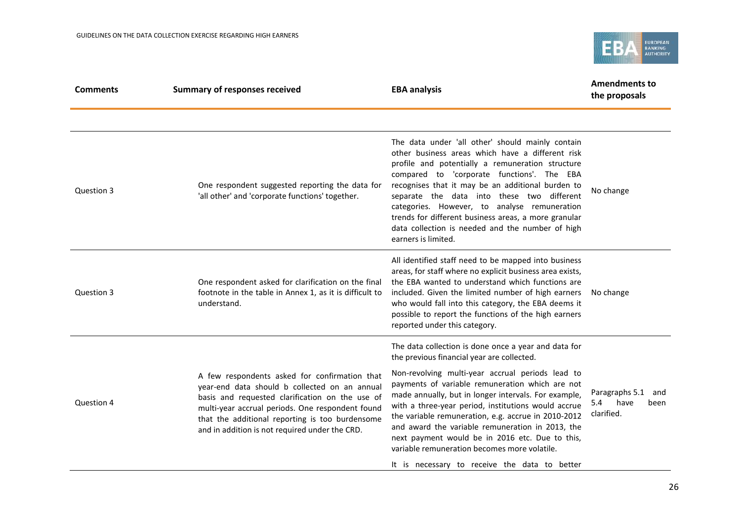| Comments | Summary of responses received | EBA analysis | Amendments to the proposals |
|---|---|---|---|
| Question 3 | One respondent suggested reporting the data for 'all other' and 'corporate functions' together. | The data under 'all other' should mainly contain other business areas which have a different risk profile and potentially a remuneration structure compared to 'corporate functions'. The EBA recognises that it may be an additional burden to separate the data into these two different categories. However, to analyse remuneration trends for different business areas, a more granular data collection is needed and the number of high earners is limited. | No change |
| Question 3 | One respondent asked for clarification on the final footnote in the table in Annex 1, as it is difficult to understand. | All identified staff need to be mapped into business areas, for staff where no explicit business area exists, the EBA wanted to understand which functions are included. Given the limited number of high earners who would fall into this category, the EBA deems it possible to report the functions of the high earners reported under this category. | No change |
| Question 4 | A few respondents asked for confirmation that year-end data should b collected on an annual basis and requested clarification on the use of multi-year accrual periods. One respondent found that the additional reporting is too burdensome and in addition is not required under the CRD. | The data collection is done once a year and data for the previous financial year are collected.<br><br>Non-revolving multi-year accrual periods lead to payments of variable remuneration which are not made annually, but in longer intervals. For example, with a three-year period, institutions would accrue the variable remuneration, e.g. accrue in 2010-2012 and award the variable remuneration in 2013, the next payment would be in 2016 etc. Due to this, variable remuneration becomes more volatile.<br><br>It is necessary to receive the data to better | Paragraphs 5.1 and 5.4 have been clarified. |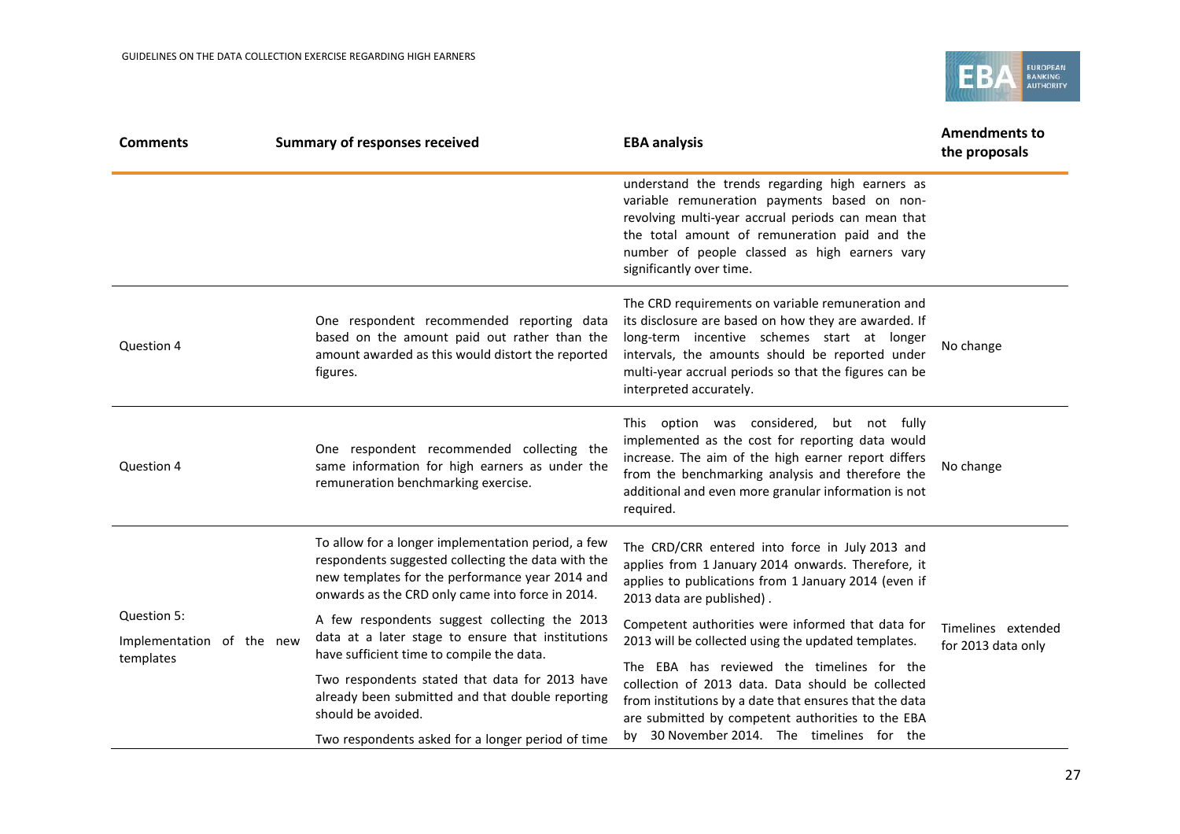| Comments | Summary of responses received | EBA analysis | Amendments to the proposals |
|---|---|---|---|
| | | understand the trends regarding high earners as variable remuneration payments based on non-revolving multi-year accrual periods can mean that the total amount of remuneration paid and the number of people classed as high earners vary significantly over time. | |
| Question 4 | One respondent recommended reporting data based on the amount paid out rather than the amount awarded as this would distort the reported figures. | The CRD requirements on variable remuneration and its disclosure are based on how they are awarded. If long-term incentive schemes start at longer intervals, the amounts should be reported under multi-year accrual periods so that the figures can be interpreted accurately. | No change |
| Question 4 | One respondent recommended collecting the same information for high earners as under the remuneration benchmarking exercise. | This option was considered, but not fully implemented as the cost for reporting data would increase. The aim of the high earner report differs from the benchmarking analysis and therefore the additional and even more granular information is not required. | No change |
| Question 5: Implementation of the new templates | To allow for a longer implementation period, a few respondents suggested collecting the data with the new templates for the performance year 2014 and onwards as the CRD only came into force in 2014. A few respondents suggest collecting the 2013 data at a later stage to ensure that institutions have sufficient time to compile the data. Two respondents stated that data for 2013 have already been submitted and that double reporting should be avoided. Two respondents asked for a longer period of time | The CRD/CRR entered into force in July 2013 and applies from 1 January 2014 onwards. Therefore, it applies to publications from 1 January 2014 (even if 2013 data are published). Competent authorities were informed that data for 2013 will be collected using the updated templates. The EBA has reviewed the timelines for the collection of 2013 data. Data should be collected from institutions by a date that ensures that the data are submitted by competent authorities to the EBA by 30 November 2014. The timelines for the | Timelines extended for 2013 data only |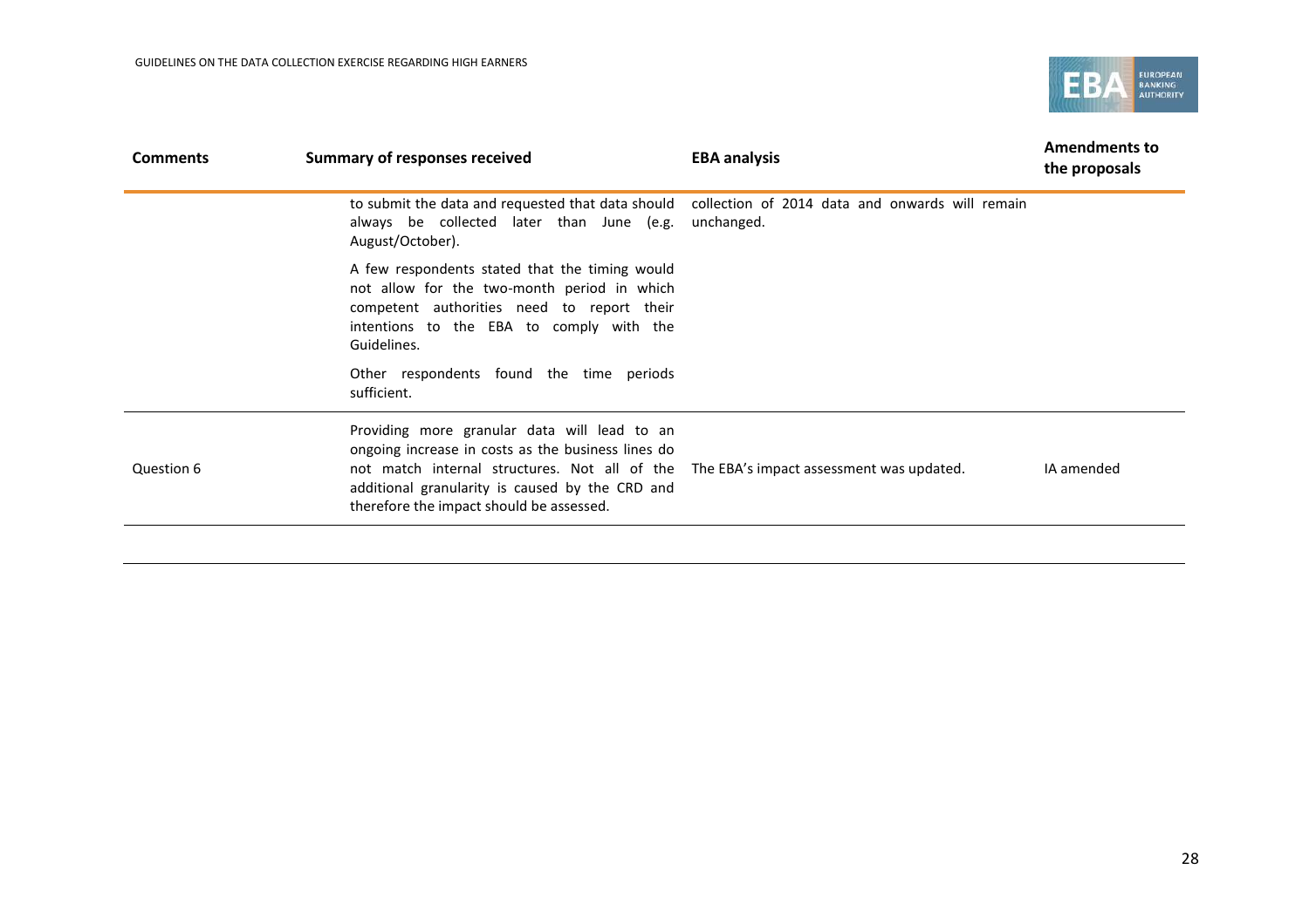| Comments | Summary of responses received | EBA analysis | Amendments to the proposals |
|---|---|---|---|
| | to submit the data and requested that data should always be collected later than June (e.g. August/October).<br><br>A few respondents stated that the timing would not allow for the two-month period in which competent authorities need to report their intentions to the EBA to comply with the Guidelines.<br><br>Other respondents found the time periods sufficient. | collection of 2014 data and onwards will remain unchanged. | |
| Question 6 | Providing more granular data will lead to an ongoing increase in costs as the business lines do not match internal structures. Not all of the additional granularity is caused by the CRD and therefore the impact should be assessed. | The EBA's impact assessment was updated. | IA amended |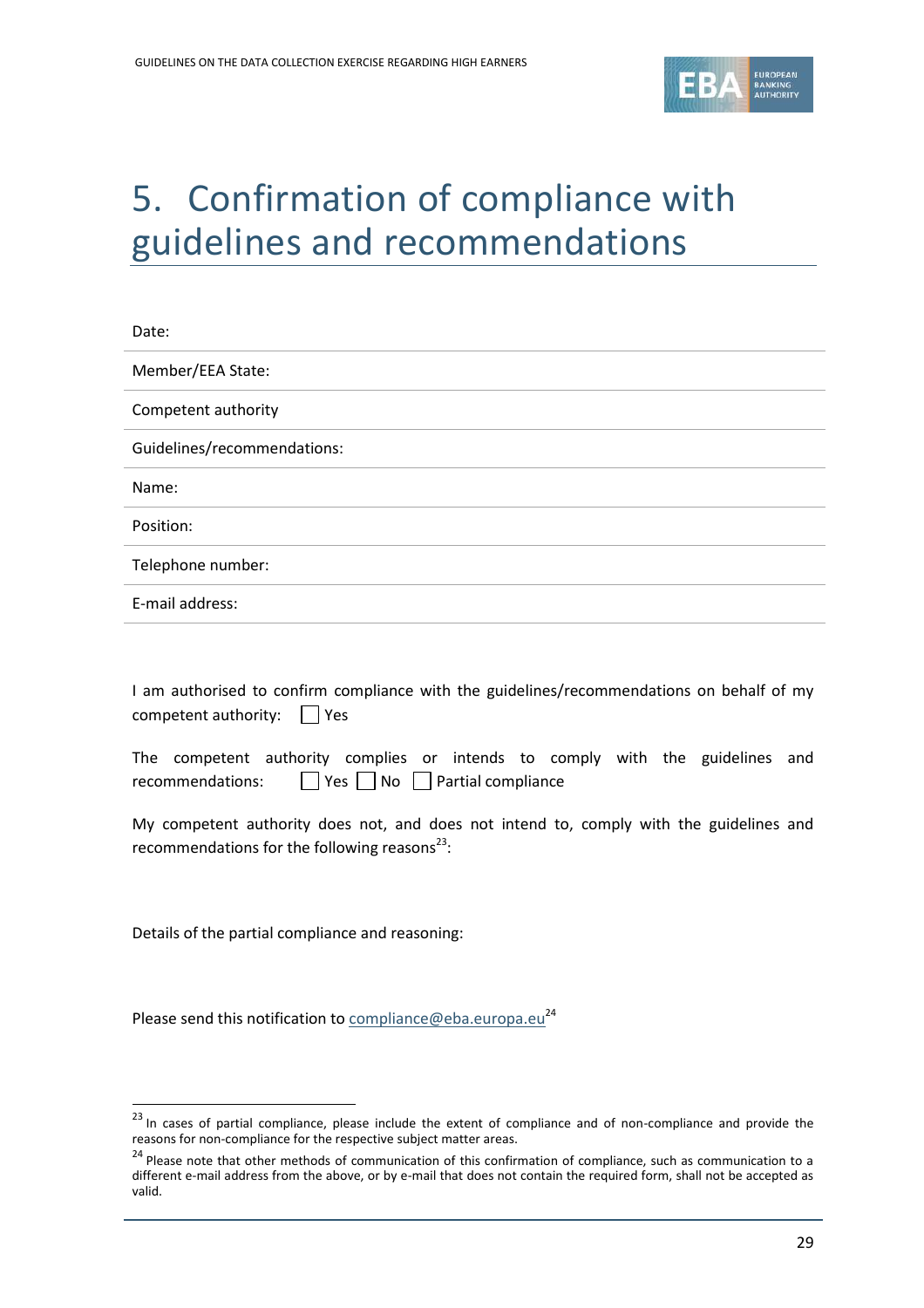# 5. Confirmation of compliance with guidelines and recommendations

| | |
|---|---|
| Date: | |
| Member/EEA State: | |
| Competent authority | |
| Guidelines/recommendations: | |
| Name: | |
| Position: | |
| Telephone number: | |
| E-mail address: | |

I am authorised to confirm compliance with the guidelines/recommendations on behalf of my competent authority: ☐ Yes

The competent authority complies or intends to comply with the guidelines and recommendations: ☐ Yes ☐ No ☐ Partial compliance

My competent authority does not, and does not intend to, comply with the guidelines and recommendations for the following reasons[23]:

Details of the partial compliance and reasoning:

Please send this notification to compliance@eba.europa.eu[24]

[23] In cases of partial compliance, please include the extent of compliance and of non-compliance and provide the reasons for non-compliance for the respective subject matter areas.

[24] Please note that other methods of communication of this confirmation of compliance, such as communication to a different e-mail address from the above, or by e-mail that does not contain the required form, shall not be accepted as valid.